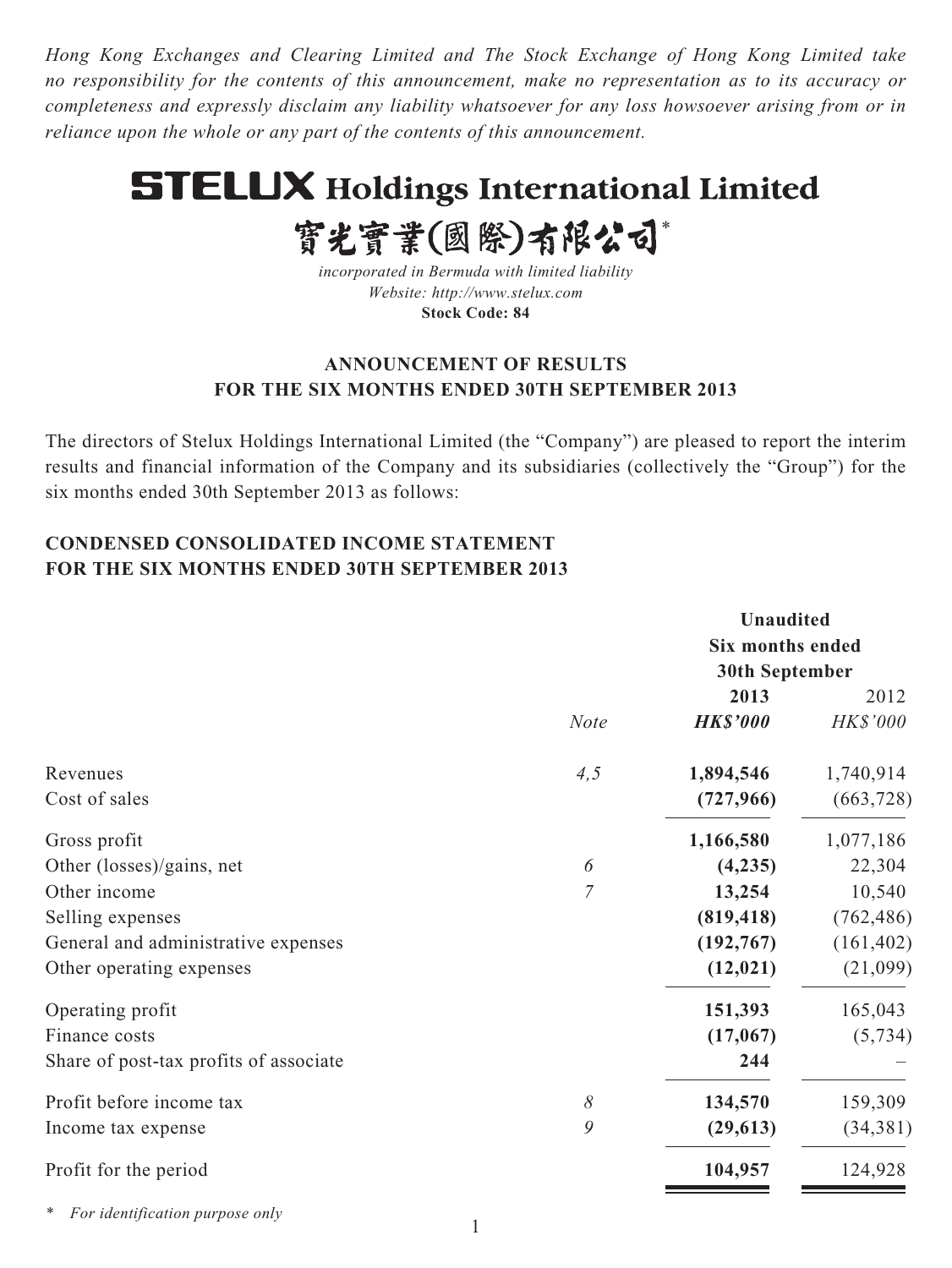*Hong Kong Exchanges and Clearing Limited and The Stock Exchange of Hong Kong Limited take no responsibility for the contents of this announcement, make no representation as to its accuracy or completeness and expressly disclaim any liability whatsoever for any loss howsoever arising from or in reliance upon the whole or any part of the contents of this announcement.*

# STELUX Holdings International Limited

# 寶光實業(國際)有限公司*

*incorporated in Bermuda with limited liability*
*Website: http://www.stelux.com*
**Stock Code: 84**

## ANNOUNCEMENT OF RESULTS FOR THE SIX MONTHS ENDED 30TH SEPTEMBER 2013

The directors of Stelux Holdings International Limited (the "Company") are pleased to report the interim results and financial information of the Company and its subsidiaries (collectively the "Group") for the six months ended 30th September 2013 as follows:

## CONDENSED CONSOLIDATED INCOME STATEMENT FOR THE SIX MONTHS ENDED 30TH SEPTEMBER 2013

| | | Unaudited | |
|---|---|---|---|
| | | Six months ended 30th September | |
| | | **2013** | 2012 |
| | *Note* | ***HK$'000*** | *HK$'000* |
| Revenues | *4,5* | **1,894,546** | 1,740,914 |
| Cost of sales | | **(727,966)** | (663,728) |
| Gross profit | | **1,166,580** | 1,077,186 |
| Other (losses)/gains, net | *6* | **(4,235)** | 22,304 |
| Other income | *7* | **13,254** | 10,540 |
| Selling expenses | | **(819,418)** | (762,486) |
| General and administrative expenses | | **(192,767)** | (161,402) |
| Other operating expenses | | **(12,021)** | (21,099) |
| Operating profit | | **151,393** | 165,043 |
| Finance costs | | **(17,067)** | (5,734) |
| Share of post-tax profits of associate | | **244** | – |
| Profit before income tax | *8* | **134,570** | 159,309 |
| Income tax expense | *9* | **(29,613)** | (34,381) |
| Profit for the period | | **104,957** | 124,928 |

\* *For identification purpose only*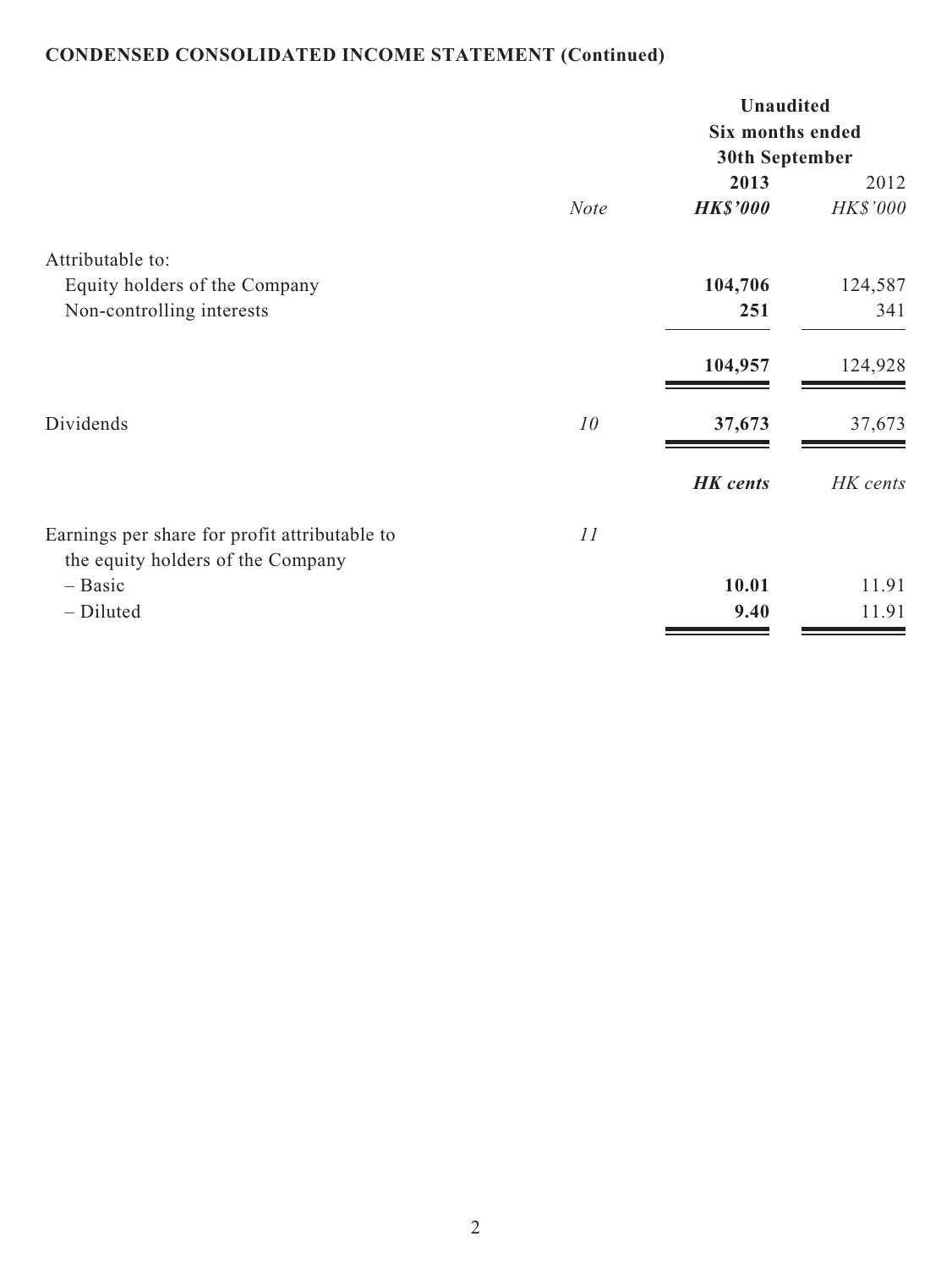**CONDENSED CONSOLIDATED INCOME STATEMENT (Continued)**

| | | Unaudited Six months ended 30th September | |
|---|---|---|---|
| | | **2013** | 2012 |
| | *Note* | ***HK$'000*** | *HK$'000* |
| Attributable to: | | | |
| Equity holders of the Company | | **104,706** | 124,587 |
| Non-controlling interests | | **251** | 341 |
| | | **104,957** | 124,928 |
| Dividends | *10* | **37,673** | 37,673 |
| | | ***HK cents*** | *HK cents* |
| Earnings per share for profit attributable to the equity holders of the Company | *11* | | |
| – Basic | | **10.01** | 11.91 |
| – Diluted | | **9.40** | 11.91 |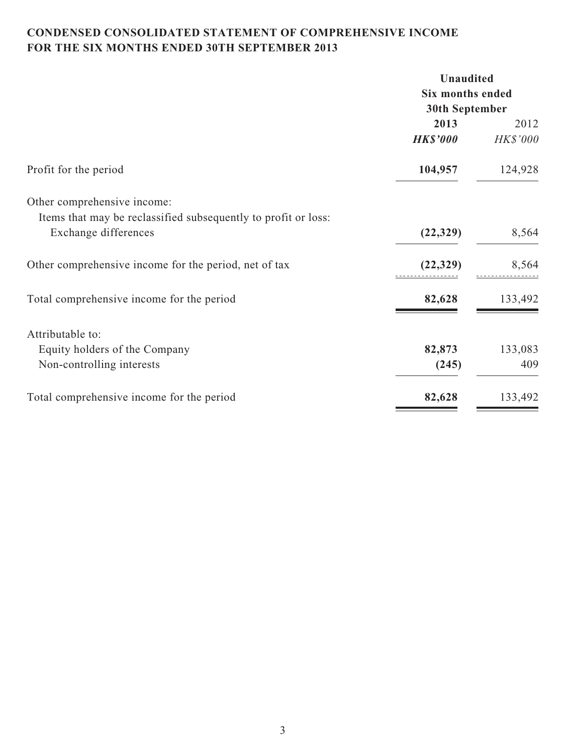**CONDENSED CONSOLIDATED STATEMENT OF COMPREHENSIVE INCOME**
**FOR THE SIX MONTHS ENDED 30TH SEPTEMBER 2013**

| | Unaudited Six months ended 30th September | |
|---|---|---|
| | **2013** | 2012 |
| | ***HK$'000*** | *HK$'000* |
| Profit for the period | **104,957** | 124,928 |
| Other comprehensive income: | | |
| Items that may be reclassified subsequently to profit or loss: | | |
| Exchange differences | **(22,329)** | 8,564 |
| Other comprehensive income for the period, net of tax | **(22,329)** | 8,564 |
| Total comprehensive income for the period | **82,628** | 133,492 |
| Attributable to: | | |
| Equity holders of the Company | **82,873** | 133,083 |
| Non-controlling interests | **(245)** | 409 |
| Total comprehensive income for the period | **82,628** | 133,492 |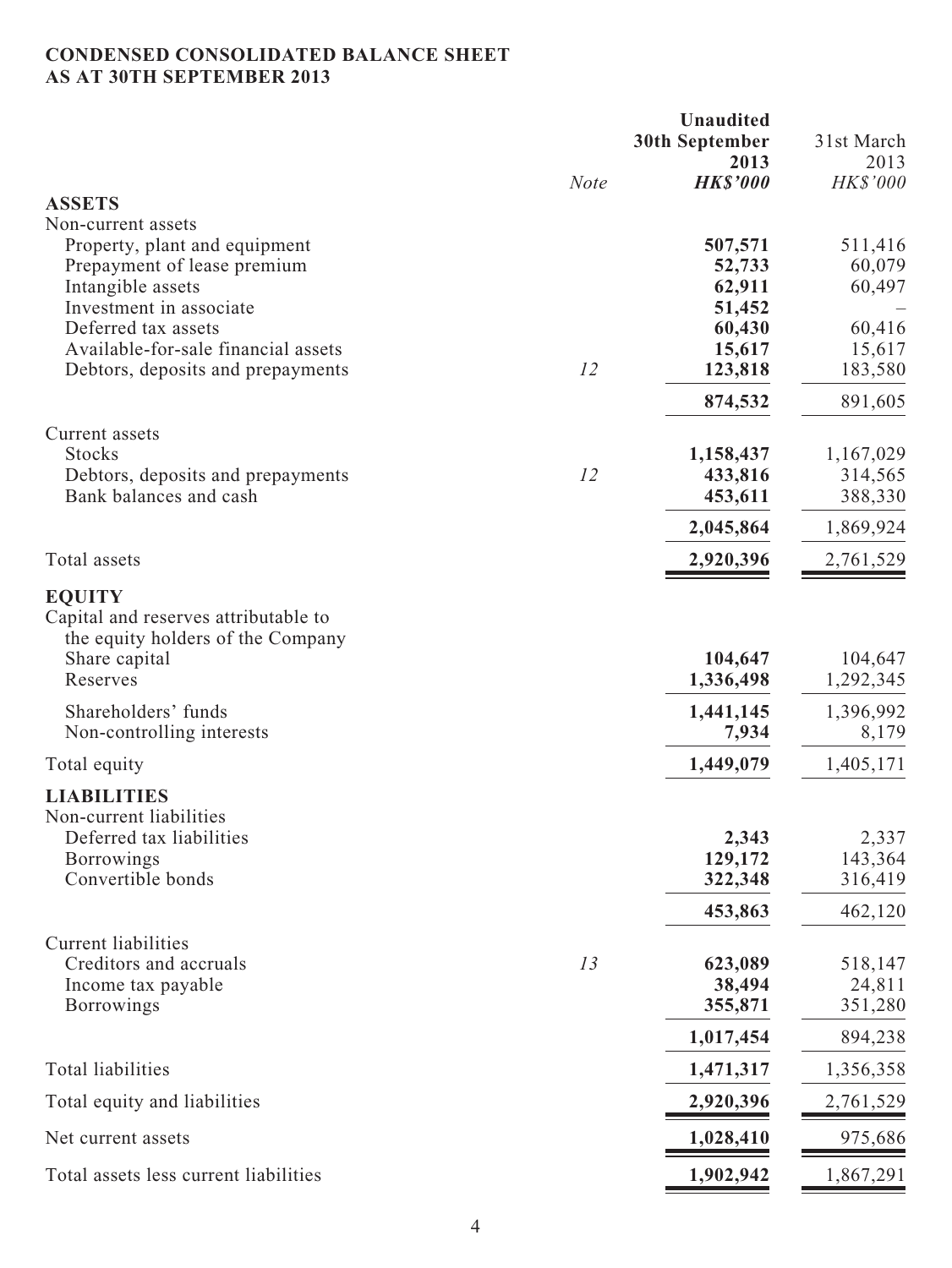**CONDENSED CONSOLIDATED BALANCE SHEET**
**AS AT 30TH SEPTEMBER 2013**

| | Note | Unaudited 30th September 2013 HK$'000 | 31st March 2013 HK$'000 |
|---|---|---|---|
| **ASSETS** | | | |
| Non-current assets | | | |
| Property, plant and equipment | | **507,571** | 511,416 |
| Prepayment of lease premium | | **52,733** | 60,079 |
| Intangible assets | | **62,911** | 60,497 |
| Investment in associate | | **51,452** | – |
| Deferred tax assets | | **60,430** | 60,416 |
| Available-for-sale financial assets | | **15,617** | 15,617 |
| Debtors, deposits and prepayments | 12 | **123,818** | 183,580 |
| | | **874,532** | 891,605 |
| Current assets | | | |
| Stocks | | **1,158,437** | 1,167,029 |
| Debtors, deposits and prepayments | 12 | **433,816** | 314,565 |
| Bank balances and cash | | **453,611** | 388,330 |
| | | **2,045,864** | 1,869,924 |
| Total assets | | **2,920,396** | 2,761,529 |
| **EQUITY** | | | |
| Capital and reserves attributable to the equity holders of the Company | | | |
| Share capital | | **104,647** | 104,647 |
| Reserves | | **1,336,498** | 1,292,345 |
| Shareholders' funds | | **1,441,145** | 1,396,992 |
| Non-controlling interests | | **7,934** | 8,179 |
| Total equity | | **1,449,079** | 1,405,171 |
| **LIABILITIES** | | | |
| Non-current liabilities | | | |
| Deferred tax liabilities | | **2,343** | 2,337 |
| Borrowings | | **129,172** | 143,364 |
| Convertible bonds | | **322,348** | 316,419 |
| | | **453,863** | 462,120 |
| Current liabilities | | | |
| Creditors and accruals | 13 | **623,089** | 518,147 |
| Income tax payable | | **38,494** | 24,811 |
| Borrowings | | **355,871** | 351,280 |
| | | **1,017,454** | 894,238 |
| Total liabilities | | **1,471,317** | 1,356,358 |
| Total equity and liabilities | | **2,920,396** | 2,761,529 |
| Net current assets | | **1,028,410** | 975,686 |
| Total assets less current liabilities | | **1,902,942** | 1,867,291 |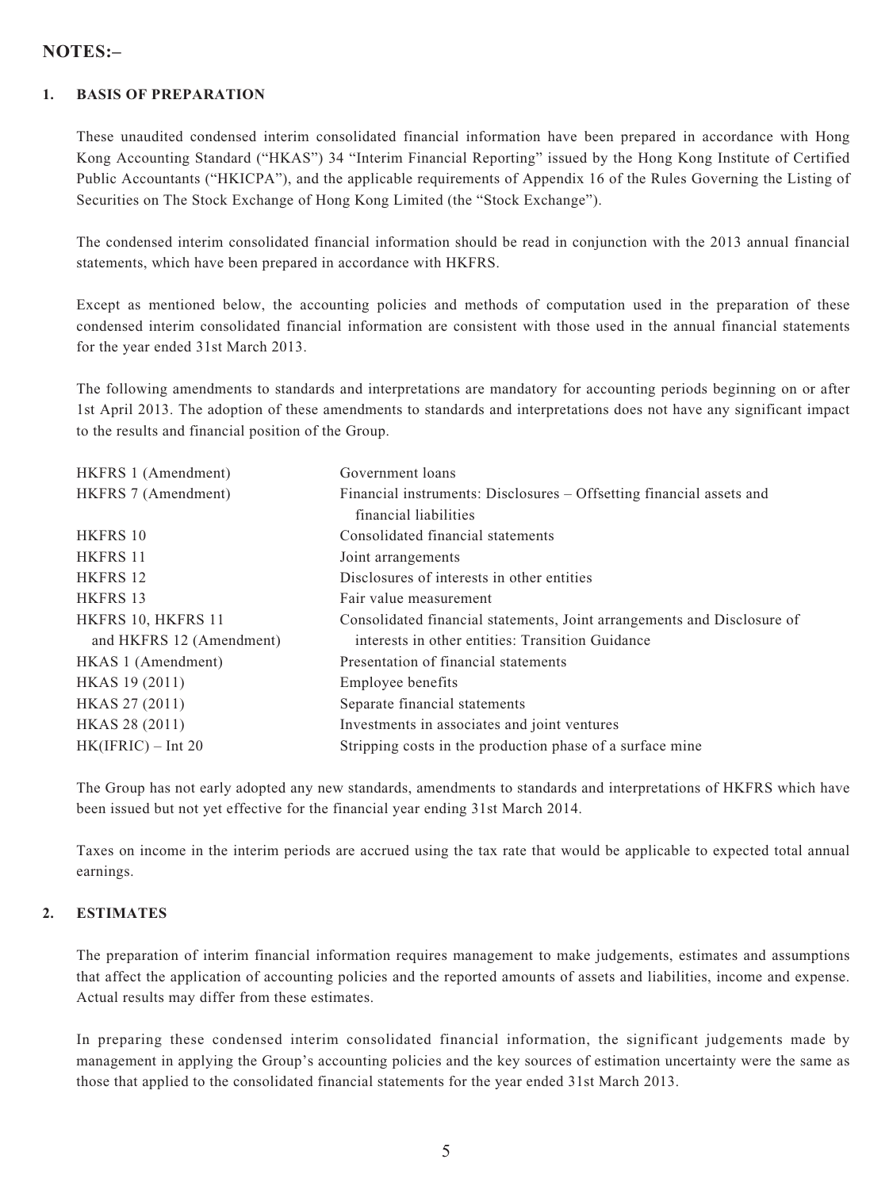# NOTES:–

## 1. BASIS OF PREPARATION

These unaudited condensed interim consolidated financial information have been prepared in accordance with Hong Kong Accounting Standard ("HKAS") 34 "Interim Financial Reporting" issued by the Hong Kong Institute of Certified Public Accountants ("HKICPA"), and the applicable requirements of Appendix 16 of the Rules Governing the Listing of Securities on The Stock Exchange of Hong Kong Limited (the "Stock Exchange").

The condensed interim consolidated financial information should be read in conjunction with the 2013 annual financial statements, which have been prepared in accordance with HKFRS.

Except as mentioned below, the accounting policies and methods of computation used in the preparation of these condensed interim consolidated financial information are consistent with those used in the annual financial statements for the year ended 31st March 2013.

The following amendments to standards and interpretations are mandatory for accounting periods beginning on or after 1st April 2013. The adoption of these amendments to standards and interpretations does not have any significant impact to the results and financial position of the Group.

| | |
|---|---|
| HKFRS 1 (Amendment) | Government loans |
| HKFRS 7 (Amendment) | Financial instruments: Disclosures – Offsetting financial assets and financial liabilities |
| HKFRS 10 | Consolidated financial statements |
| HKFRS 11 | Joint arrangements |
| HKFRS 12 | Disclosures of interests in other entities |
| HKFRS 13 | Fair value measurement |
| HKFRS 10, HKFRS 11 and HKFRS 12 (Amendment) | Consolidated financial statements, Joint arrangements and Disclosure of interests in other entities: Transition Guidance |
| HKAS 1 (Amendment) | Presentation of financial statements |
| HKAS 19 (2011) | Employee benefits |
| HKAS 27 (2011) | Separate financial statements |
| HKAS 28 (2011) | Investments in associates and joint ventures |
| HK(IFRIC) – Int 20 | Stripping costs in the production phase of a surface mine |

The Group has not early adopted any new standards, amendments to standards and interpretations of HKFRS which have been issued but not yet effective for the financial year ending 31st March 2014.

Taxes on income in the interim periods are accrued using the tax rate that would be applicable to expected total annual earnings.

## 2. ESTIMATES

The preparation of interim financial information requires management to make judgements, estimates and assumptions that affect the application of accounting policies and the reported amounts of assets and liabilities, income and expense. Actual results may differ from these estimates.

In preparing these condensed interim consolidated financial information, the significant judgements made by management in applying the Group's accounting policies and the key sources of estimation uncertainty were the same as those that applied to the consolidated financial statements for the year ended 31st March 2013.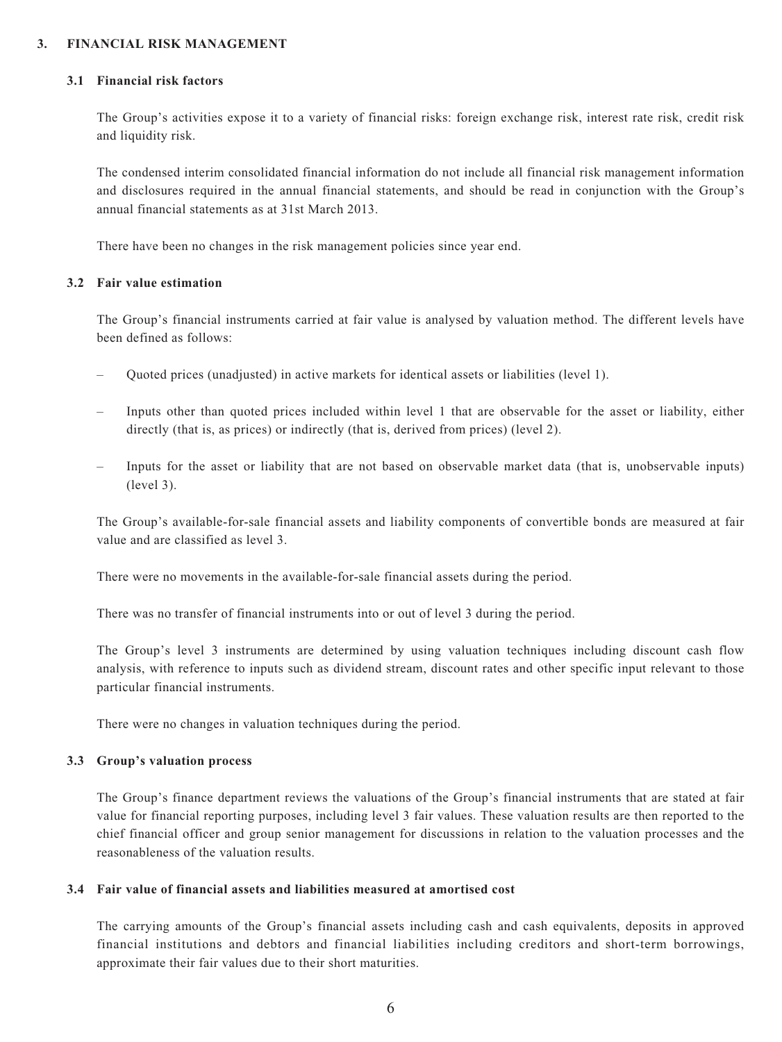## 3. FINANCIAL RISK MANAGEMENT

### 3.1 Financial risk factors

The Group's activities expose it to a variety of financial risks: foreign exchange risk, interest rate risk, credit risk and liquidity risk.

The condensed interim consolidated financial information do not include all financial risk management information and disclosures required in the annual financial statements, and should be read in conjunction with the Group's annual financial statements as at 31st March 2013.

There have been no changes in the risk management policies since year end.

### 3.2 Fair value estimation

The Group's financial instruments carried at fair value is analysed by valuation method. The different levels have been defined as follows:

– Quoted prices (unadjusted) in active markets for identical assets or liabilities (level 1).

– Inputs other than quoted prices included within level 1 that are observable for the asset or liability, either directly (that is, as prices) or indirectly (that is, derived from prices) (level 2).

– Inputs for the asset or liability that are not based on observable market data (that is, unobservable inputs) (level 3).

The Group's available-for-sale financial assets and liability components of convertible bonds are measured at fair value and are classified as level 3.

There were no movements in the available-for-sale financial assets during the period.

There was no transfer of financial instruments into or out of level 3 during the period.

The Group's level 3 instruments are determined by using valuation techniques including discount cash flow analysis, with reference to inputs such as dividend stream, discount rates and other specific input relevant to those particular financial instruments.

There were no changes in valuation techniques during the period.

### 3.3 Group's valuation process

The Group's finance department reviews the valuations of the Group's financial instruments that are stated at fair value for financial reporting purposes, including level 3 fair values. These valuation results are then reported to the chief financial officer and group senior management for discussions in relation to the valuation processes and the reasonableness of the valuation results.

### 3.4 Fair value of financial assets and liabilities measured at amortised cost

The carrying amounts of the Group's financial assets including cash and cash equivalents, deposits in approved financial institutions and debtors and financial liabilities including creditors and short-term borrowings, approximate their fair values due to their short maturities.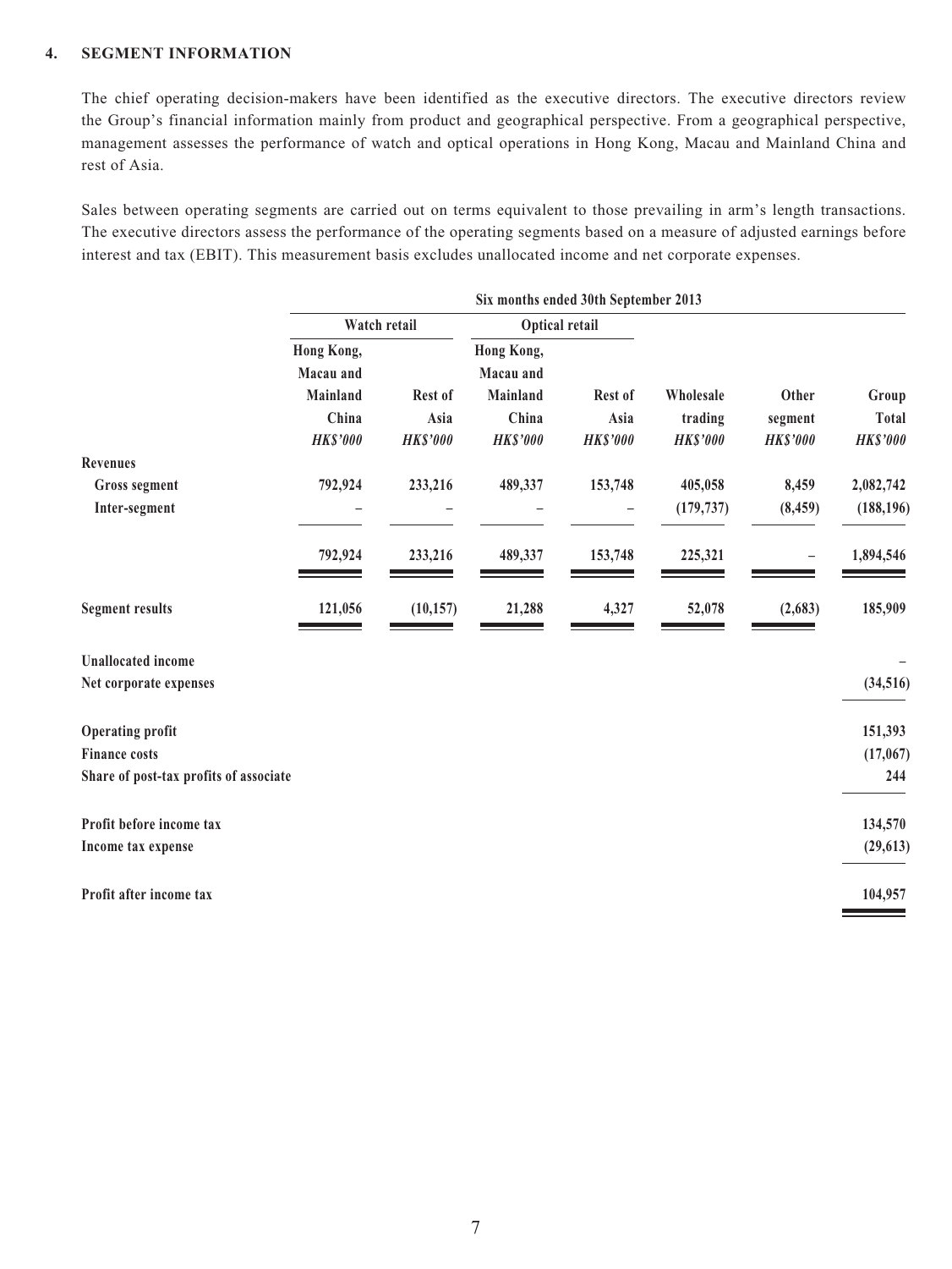#### 4. SEGMENT INFORMATION

The chief operating decision-makers have been identified as the executive directors. The executive directors review the Group's financial information mainly from product and geographical perspective. From a geographical perspective, management assesses the performance of watch and optical operations in Hong Kong, Macau and Mainland China and rest of Asia.

Sales between operating segments are carried out on terms equivalent to those prevailing in arm's length transactions. The executive directors assess the performance of the operating segments based on a measure of adjusted earnings before interest and tax (EBIT). This measurement basis excludes unallocated income and net corporate expenses.

| | Six months ended 30th September 2013 | | | | | | |
|---|---|---|---|---|---|---|---|
| | Watch retail | | Optical retail | | | | |
| | Hong Kong, Macau and Mainland China | Rest of Asia | Hong Kong, Macau and Mainland China | Rest of Asia | Wholesale trading | Other segment | Group Total |
| | *HK$'000* | *HK$'000* | *HK$'000* | *HK$'000* | *HK$'000* | *HK$'000* | *HK$'000* |
| **Revenues** | | | | | | | |
| **Gross segment** | 792,924 | 233,216 | 489,337 | 153,748 | 405,058 | 8,459 | 2,082,742 |
| **Inter-segment** | – | – | – | – | (179,737) | (8,459) | (188,196) |
| | 792,924 | 233,216 | 489,337 | 153,748 | 225,321 | – | 1,894,546 |
| **Segment results** | 121,056 | (10,157) | 21,288 | 4,327 | 52,078 | (2,683) | 185,909 |
| **Unallocated income** | | | | | | | – |
| **Net corporate expenses** | | | | | | | (34,516) |
| **Operating profit** | | | | | | | 151,393 |
| **Finance costs** | | | | | | | (17,067) |
| **Share of post-tax profits of associate** | | | | | | | 244 |
| **Profit before income tax** | | | | | | | 134,570 |
| **Income tax expense** | | | | | | | (29,613) |
| **Profit after income tax** | | | | | | | 104,957 |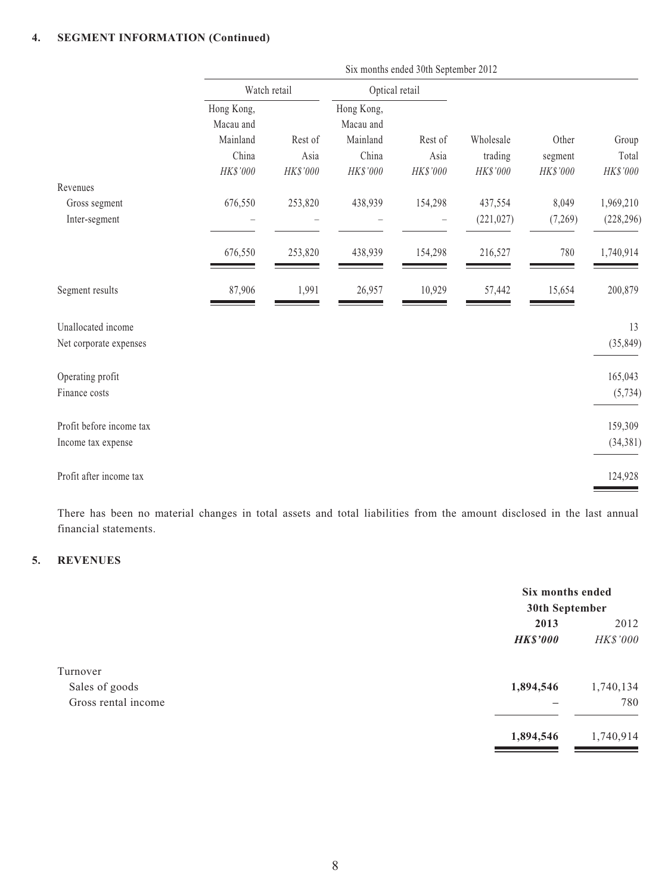**4. SEGMENT INFORMATION (Continued)**

| | Six months ended 30th September 2012 | | | | | | |
|---|---|---|---|---|---|---|---|
| | Watch retail | | Optical retail | | | | |
| | Hong Kong, Macau and Mainland China | Rest of Asia | Hong Kong, Macau and Mainland China | Rest of Asia | Wholesale trading | Other segment | Group Total |
| | *HK$'000* | *HK$'000* | *HK$'000* | *HK$'000* | *HK$'000* | *HK$'000* | *HK$'000* |
| Revenues | | | | | | | |
| Gross segment | 676,550 | 253,820 | 438,939 | 154,298 | 437,554 | 8,049 | 1,969,210 |
| Inter-segment | – | – | – | – | (221,027) | (7,269) | (228,296) |
| | 676,550 | 253,820 | 438,939 | 154,298 | 216,527 | 780 | 1,740,914 |
| Segment results | 87,906 | 1,991 | 26,957 | 10,929 | 57,442 | 15,654 | 200,879 |
| Unallocated income | | | | | | | 13 |
| Net corporate expenses | | | | | | | (35,849) |
| Operating profit | | | | | | | 165,043 |
| Finance costs | | | | | | | (5,734) |
| Profit before income tax | | | | | | | 159,309 |
| Income tax expense | | | | | | | (34,381) |
| Profit after income tax | | | | | | | 124,928 |

There has been no material changes in total assets and total liabilities from the amount disclosed in the last annual financial statements.

**5. REVENUES**

| | Six months ended 30th September | |
|---|---|---|
| | **2013** | 2012 |
| | ***HK$'000*** | *HK$'000* |
| Turnover | | |
| Sales of goods | **1,894,546** | 1,740,134 |
| Gross rental income | **–** | 780 |
| | **1,894,546** | 1,740,914 |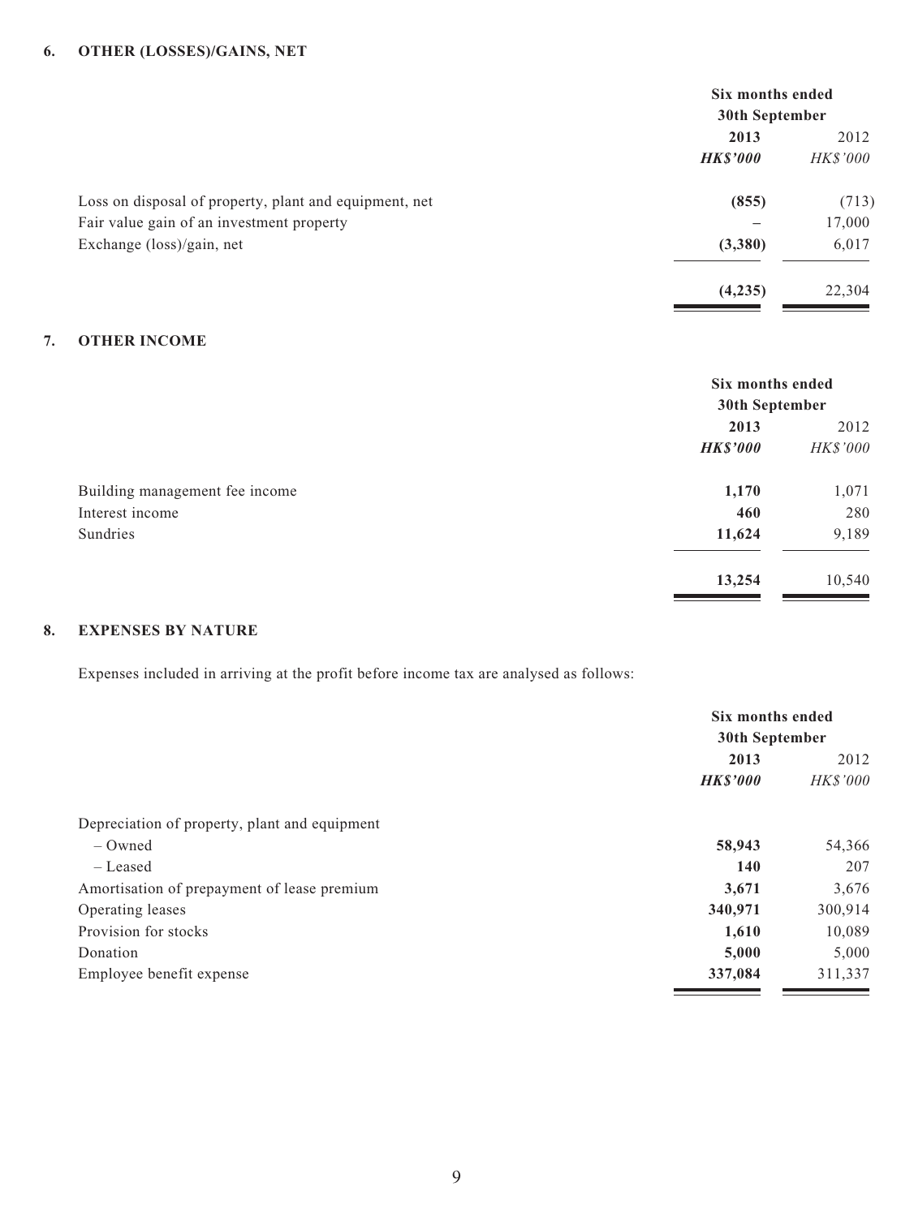## 6. OTHER (LOSSES)/GAINS, NET

| | Six months ended 30th September | |
|---|---|---|
| | **2013** | 2012 |
| | ***HK$'000*** | *HK$'000* |
| Loss on disposal of property, plant and equipment, net | **(855)** | (713) |
| Fair value gain of an investment property | **–** | 17,000 |
| Exchange (loss)/gain, net | **(3,380)** | 6,017 |
| | **(4,235)** | 22,304 |

## 7. OTHER INCOME

| | Six months ended 30th September | |
|---|---|---|
| | **2013** | 2012 |
| | ***HK$'000*** | *HK$'000* |
| Building management fee income | **1,170** | 1,071 |
| Interest income | **460** | 280 |
| Sundries | **11,624** | 9,189 |
| | **13,254** | 10,540 |

## 8. EXPENSES BY NATURE

Expenses included in arriving at the profit before income tax are analysed as follows:

| | Six months ended 30th September | |
|---|---|---|
| | **2013** | 2012 |
| | ***HK$'000*** | *HK$'000* |
| Depreciation of property, plant and equipment | | |
| – Owned | **58,943** | 54,366 |
| – Leased | **140** | 207 |
| Amortisation of prepayment of lease premium | **3,671** | 3,676 |
| Operating leases | **340,971** | 300,914 |
| Provision for stocks | **1,610** | 10,089 |
| Donation | **5,000** | 5,000 |
| Employee benefit expense | **337,084** | 311,337 |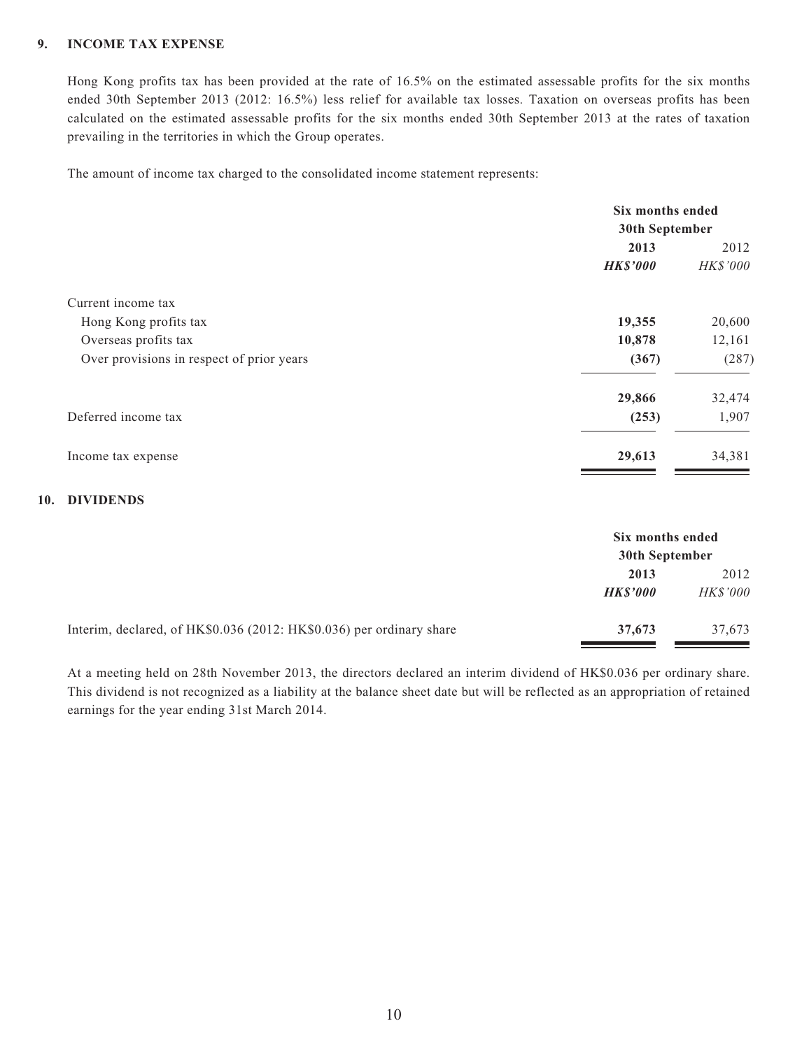## 9. INCOME TAX EXPENSE

Hong Kong profits tax has been provided at the rate of 16.5% on the estimated assessable profits for the six months ended 30th September 2013 (2012: 16.5%) less relief for available tax losses. Taxation on overseas profits has been calculated on the estimated assessable profits for the six months ended 30th September 2013 at the rates of taxation prevailing in the territories in which the Group operates.

The amount of income tax charged to the consolidated income statement represents:

| | Six months ended 30th September | |
|---|---|---|
| | **2013** | 2012 |
| | ***HK\$'000*** | *HK\$'000* |
| Current income tax | | |
| Hong Kong profits tax | **19,355** | 20,600 |
| Overseas profits tax | **10,878** | 12,161 |
| Over provisions in respect of prior years | **(367)** | (287) |
| | **29,866** | 32,474 |
| Deferred income tax | **(253)** | 1,907 |
| Income tax expense | **29,613** | 34,381 |

## 10. DIVIDENDS

| | Six months ended 30th September | |
|---|---|---|
| | **2013** | 2012 |
| | ***HK\$'000*** | *HK\$'000* |
| Interim, declared, of HK\$0.036 (2012: HK\$0.036) per ordinary share | **37,673** | 37,673 |

At a meeting held on 28th November 2013, the directors declared an interim dividend of HK\$0.036 per ordinary share. This dividend is not recognized as a liability at the balance sheet date but will be reflected as an appropriation of retained earnings for the year ending 31st March 2014.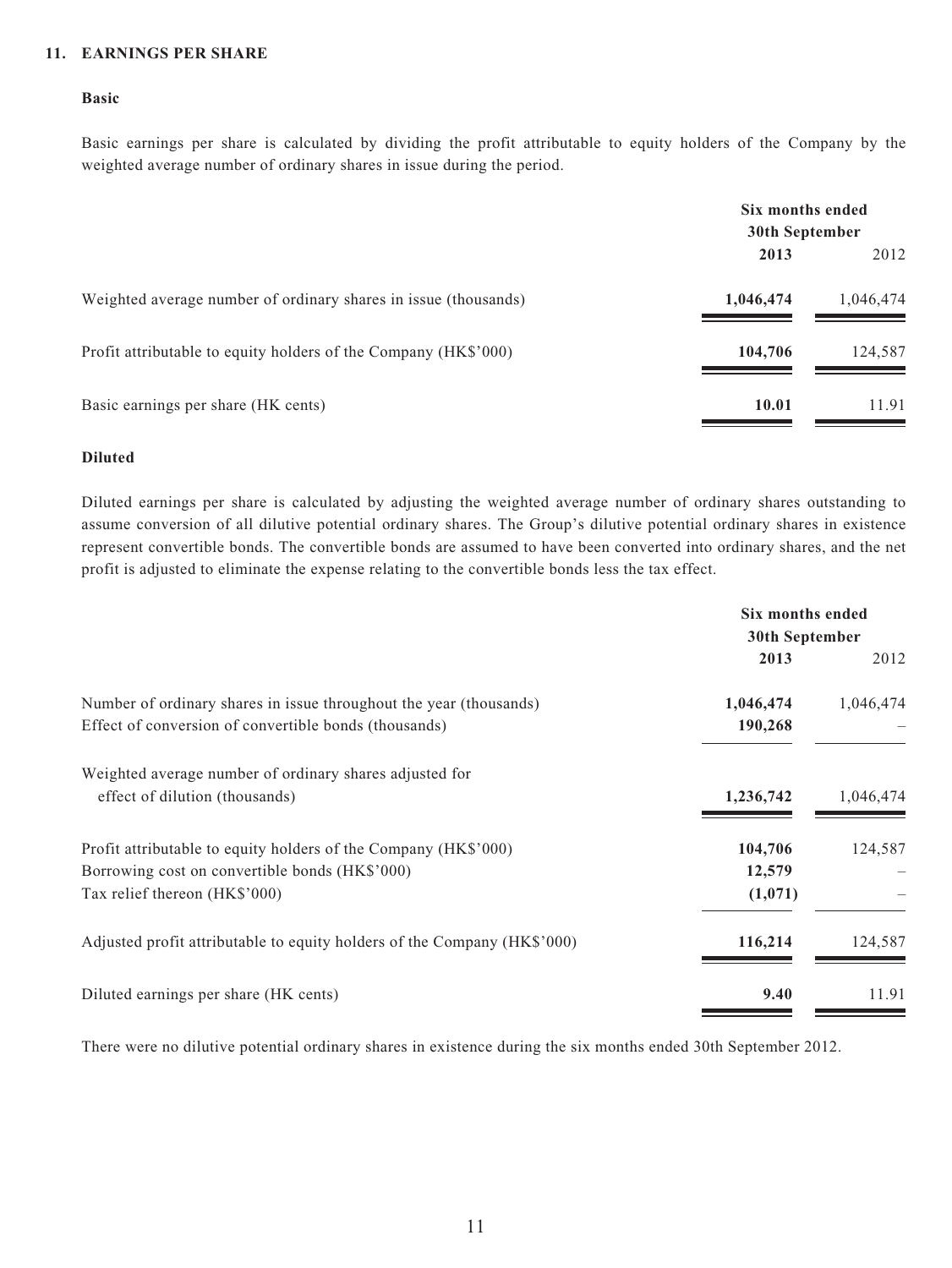## 11. EARNINGS PER SHARE

### Basic

Basic earnings per share is calculated by dividing the profit attributable to equity holders of the Company by the weighted average number of ordinary shares in issue during the period.

| | Six months ended 30th September | |
|---|---|---|
| | **2013** | 2012 |
| Weighted average number of ordinary shares in issue (thousands) | **1,046,474** | 1,046,474 |
| Profit attributable to equity holders of the Company (HK$'000) | **104,706** | 124,587 |
| Basic earnings per share (HK cents) | **10.01** | 11.91 |

### Diluted

Diluted earnings per share is calculated by adjusting the weighted average number of ordinary shares outstanding to assume conversion of all dilutive potential ordinary shares. The Group's dilutive potential ordinary shares in existence represent convertible bonds. The convertible bonds are assumed to have been converted into ordinary shares, and the net profit is adjusted to eliminate the expense relating to the convertible bonds less the tax effect.

| | Six months ended 30th September | |
|---|---|---|
| | **2013** | 2012 |
| Number of ordinary shares in issue throughout the year (thousands) | **1,046,474** | 1,046,474 |
| Effect of conversion of convertible bonds (thousands) | **190,268** | – |
| Weighted average number of ordinary shares adjusted for effect of dilution (thousands) | **1,236,742** | 1,046,474 |
| Profit attributable to equity holders of the Company (HK$'000) | **104,706** | 124,587 |
| Borrowing cost on convertible bonds (HK$'000) | **12,579** | – |
| Tax relief thereon (HK$'000) | **(1,071)** | – |
| Adjusted profit attributable to equity holders of the Company (HK$'000) | **116,214** | 124,587 |
| Diluted earnings per share (HK cents) | **9.40** | 11.91 |

There were no dilutive potential ordinary shares in existence during the six months ended 30th September 2012.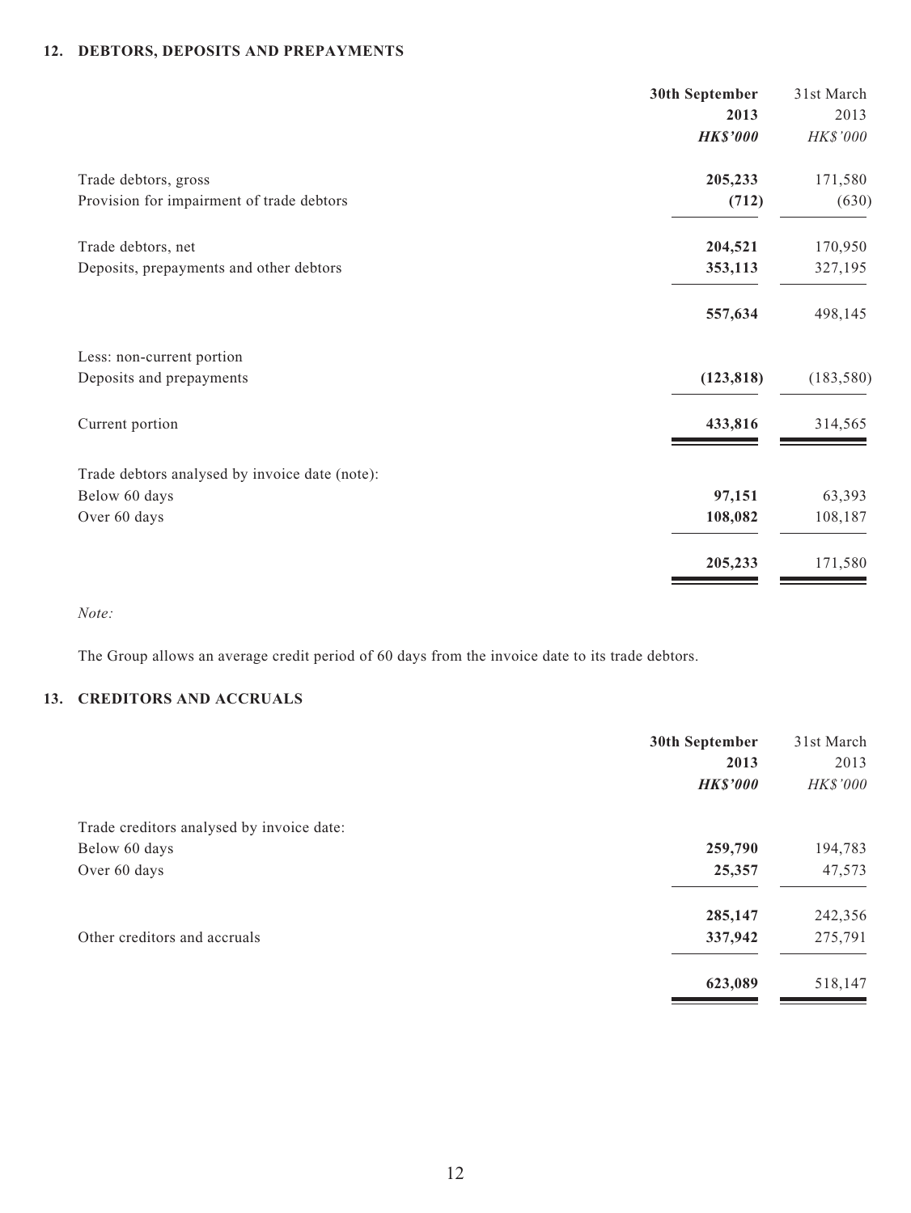## 12. DEBTORS, DEPOSITS AND PREPAYMENTS

| | 30th September 2013 HK$'000 | 31st March 2013 HK$'000 |
|---|---|---|
| Trade debtors, gross | **205,233** | 171,580 |
| Provision for impairment of trade debtors | **(712)** | (630) |
| Trade debtors, net | **204,521** | 170,950 |
| Deposits, prepayments and other debtors | **353,113** | 327,195 |
| | **557,634** | 498,145 |
| Less: non-current portion | | |
| Deposits and prepayments | **(123,818)** | (183,580) |
| Current portion | **433,816** | 314,565 |
| Trade debtors analysed by invoice date (note): | | |
| Below 60 days | **97,151** | 63,393 |
| Over 60 days | **108,082** | 108,187 |
| | **205,233** | 171,580 |

*Note:*

The Group allows an average credit period of 60 days from the invoice date to its trade debtors.

## 13. CREDITORS AND ACCRUALS

| | 30th September 2013 HK$'000 | 31st March 2013 HK$'000 |
|---|---|---|
| Trade creditors analysed by invoice date: | | |
| Below 60 days | **259,790** | 194,783 |
| Over 60 days | **25,357** | 47,573 |
| | **285,147** | 242,356 |
| Other creditors and accruals | **337,942** | 275,791 |
| | **623,089** | 518,147 |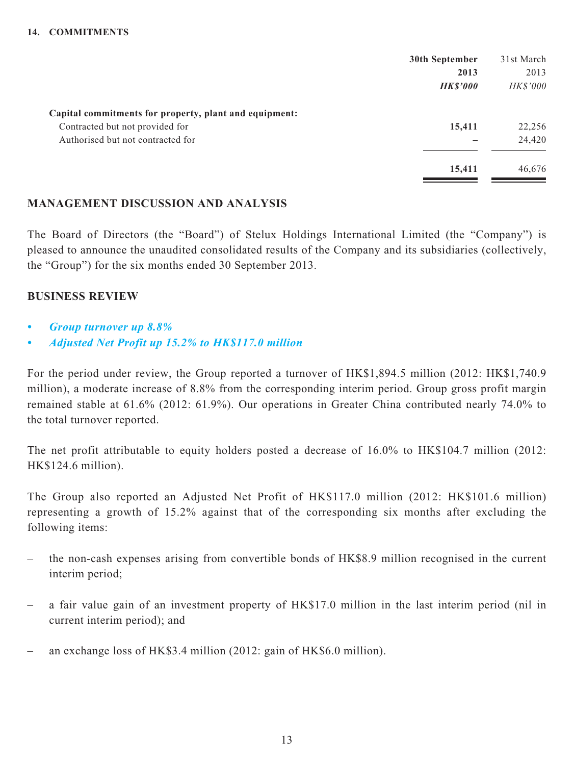## 14. COMMITMENTS

| | 30th September 2013 HK$'000 | 31st March 2013 HK$'000 |
|---|---|---|
| **Capital commitments for property, plant and equipment:** | | |
| Contracted but not provided for | **15,411** | 22,256 |
| Authorised but not contracted for | – | 24,420 |
| | **15,411** | 46,676 |

## MANAGEMENT DISCUSSION AND ANALYSIS

The Board of Directors (the "Board") of Stelux Holdings International Limited (the "Company") is pleased to announce the unaudited consolidated results of the Company and its subsidiaries (collectively, the "Group") for the six months ended 30 September 2013.

## BUSINESS REVIEW

- ***Group turnover up 8.8%***
- ***Adjusted Net Profit up 15.2% to HK$117.0 million***

For the period under review, the Group reported a turnover of HK$1,894.5 million (2012: HK$1,740.9 million), a moderate increase of 8.8% from the corresponding interim period. Group gross profit margin remained stable at 61.6% (2012: 61.9%). Our operations in Greater China contributed nearly 74.0% to the total turnover reported.

The net profit attributable to equity holders posted a decrease of 16.0% to HK$104.7 million (2012: HK$124.6 million).

The Group also reported an Adjusted Net Profit of HK$117.0 million (2012: HK$101.6 million) representing a growth of 15.2% against that of the corresponding six months after excluding the following items:

– the non-cash expenses arising from convertible bonds of HK$8.9 million recognised in the current interim period;

– a fair value gain of an investment property of HK$17.0 million in the last interim period (nil in current interim period); and

– an exchange loss of HK$3.4 million (2012: gain of HK$6.0 million).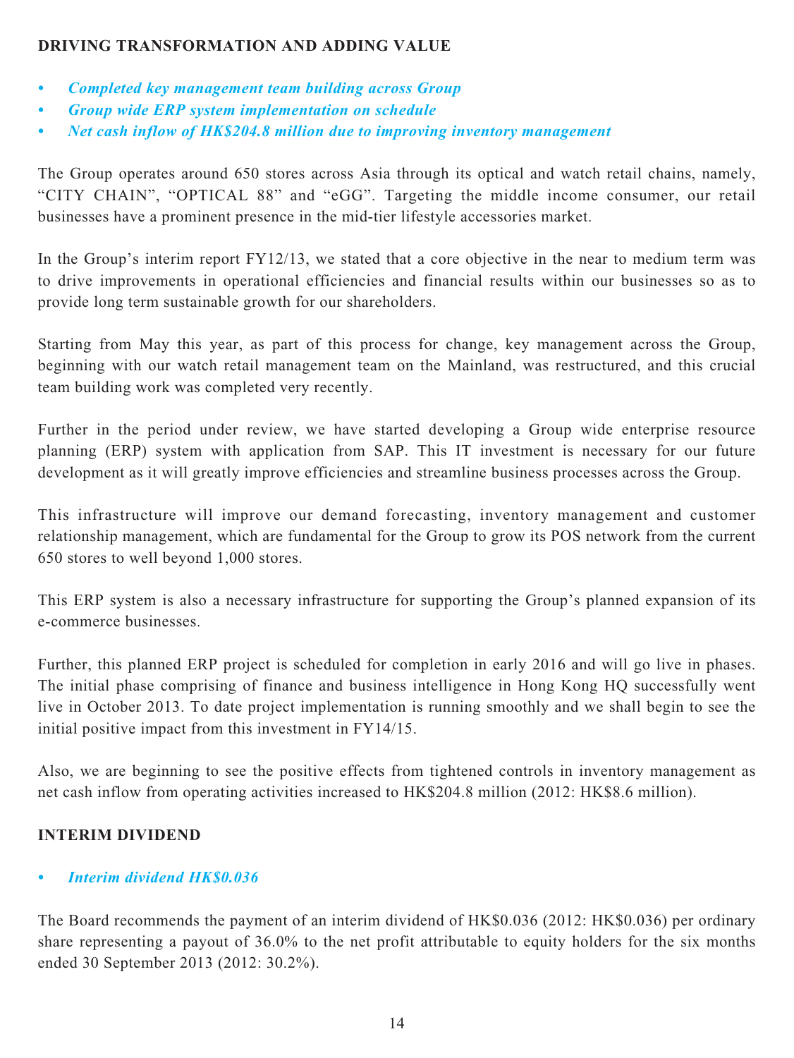## DRIVING TRANSFORMATION AND ADDING VALUE

- ***Completed key management team building across Group***
- ***Group wide ERP system implementation on schedule***
- ***Net cash inflow of HK$204.8 million due to improving inventory management***

The Group operates around 650 stores across Asia through its optical and watch retail chains, namely, "CITY CHAIN", "OPTICAL 88" and "eGG". Targeting the middle income consumer, our retail businesses have a prominent presence in the mid-tier lifestyle accessories market.

In the Group's interim report FY12/13, we stated that a core objective in the near to medium term was to drive improvements in operational efficiencies and financial results within our businesses so as to provide long term sustainable growth for our shareholders.

Starting from May this year, as part of this process for change, key management across the Group, beginning with our watch retail management team on the Mainland, was restructured, and this crucial team building work was completed very recently.

Further in the period under review, we have started developing a Group wide enterprise resource planning (ERP) system with application from SAP. This IT investment is necessary for our future development as it will greatly improve efficiencies and streamline business processes across the Group.

This infrastructure will improve our demand forecasting, inventory management and customer relationship management, which are fundamental for the Group to grow its POS network from the current 650 stores to well beyond 1,000 stores.

This ERP system is also a necessary infrastructure for supporting the Group's planned expansion of its e-commerce businesses.

Further, this planned ERP project is scheduled for completion in early 2016 and will go live in phases. The initial phase comprising of finance and business intelligence in Hong Kong HQ successfully went live in October 2013. To date project implementation is running smoothly and we shall begin to see the initial positive impact from this investment in FY14/15.

Also, we are beginning to see the positive effects from tightened controls in inventory management as net cash inflow from operating activities increased to HK$204.8 million (2012: HK$8.6 million).

## INTERIM DIVIDEND

- ***Interim dividend HK$0.036***

The Board recommends the payment of an interim dividend of HK$0.036 (2012: HK$0.036) per ordinary share representing a payout of 36.0% to the net profit attributable to equity holders for the six months ended 30 September 2013 (2012: 30.2%).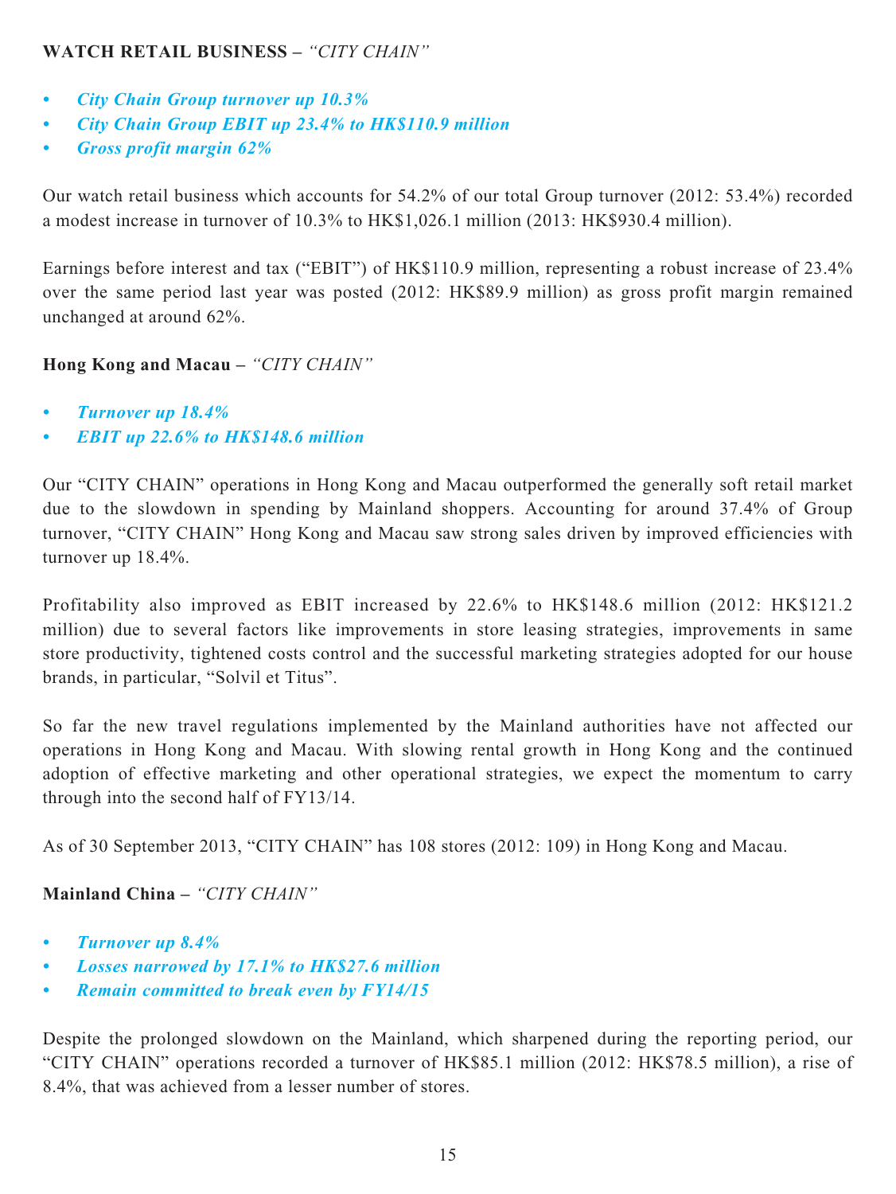**WATCH RETAIL BUSINESS –** *"CITY CHAIN"*

- ***City Chain Group turnover up 10.3%***
- ***City Chain Group EBIT up 23.4% to HK$110.9 million***
- ***Gross profit margin 62%***

Our watch retail business which accounts for 54.2% of our total Group turnover (2012: 53.4%) recorded a modest increase in turnover of 10.3% to HK$1,026.1 million (2013: HK$930.4 million).

Earnings before interest and tax ("EBIT") of HK$110.9 million, representing a robust increase of 23.4% over the same period last year was posted (2012: HK$89.9 million) as gross profit margin remained unchanged at around 62%.

**Hong Kong and Macau –** *"CITY CHAIN"*

- ***Turnover up 18.4%***
- ***EBIT up 22.6% to HK$148.6 million***

Our "CITY CHAIN" operations in Hong Kong and Macau outperformed the generally soft retail market due to the slowdown in spending by Mainland shoppers. Accounting for around 37.4% of Group turnover, "CITY CHAIN" Hong Kong and Macau saw strong sales driven by improved efficiencies with turnover up 18.4%.

Profitability also improved as EBIT increased by 22.6% to HK$148.6 million (2012: HK$121.2 million) due to several factors like improvements in store leasing strategies, improvements in same store productivity, tightened costs control and the successful marketing strategies adopted for our house brands, in particular, "Solvil et Titus".

So far the new travel regulations implemented by the Mainland authorities have not affected our operations in Hong Kong and Macau. With slowing rental growth in Hong Kong and the continued adoption of effective marketing and other operational strategies, we expect the momentum to carry through into the second half of FY13/14.

As of 30 September 2013, "CITY CHAIN" has 108 stores (2012: 109) in Hong Kong and Macau.

**Mainland China –** *"CITY CHAIN"*

- ***Turnover up 8.4%***
- ***Losses narrowed by 17.1% to HK$27.6 million***
- ***Remain committed to break even by FY14/15***

Despite the prolonged slowdown on the Mainland, which sharpened during the reporting period, our "CITY CHAIN" operations recorded a turnover of HK$85.1 million (2012: HK$78.5 million), a rise of 8.4%, that was achieved from a lesser number of stores.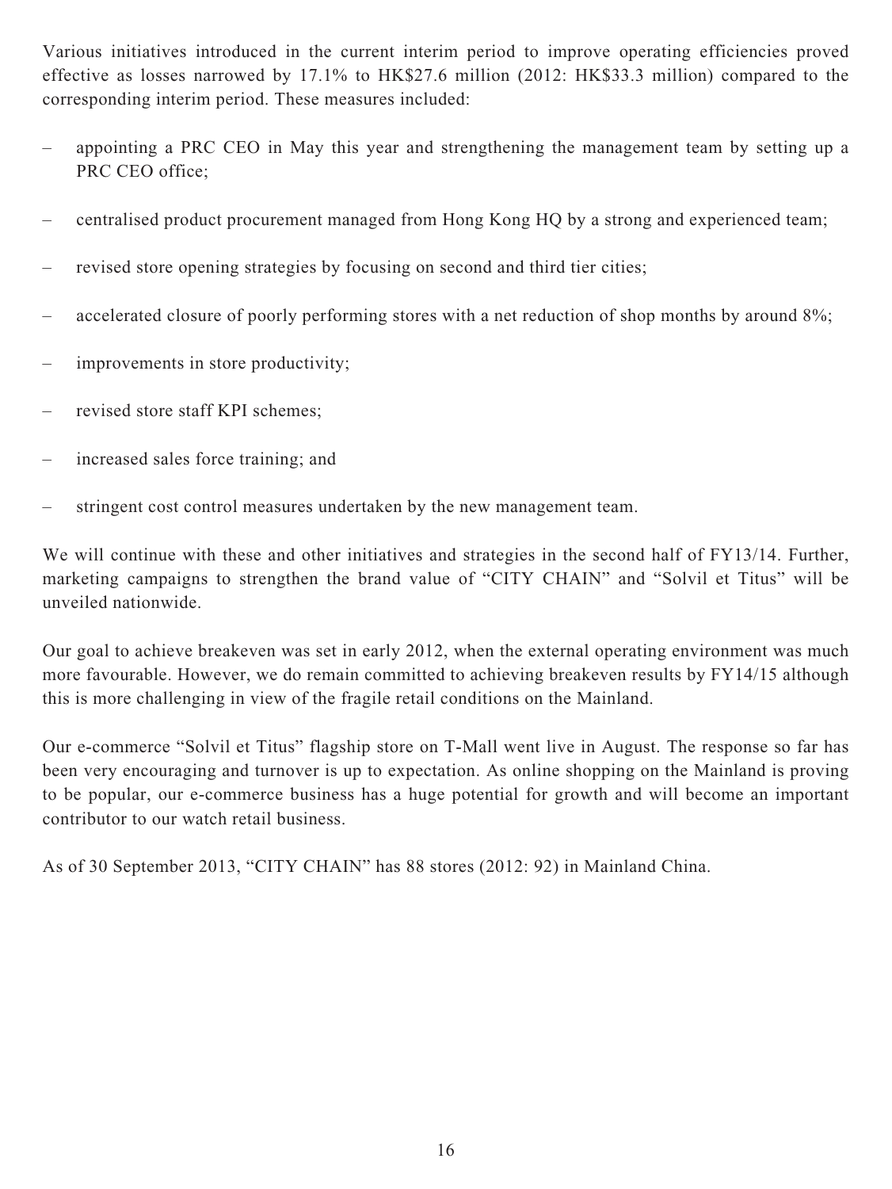Various initiatives introduced in the current interim period to improve operating efficiencies proved effective as losses narrowed by 17.1% to HK$27.6 million (2012: HK$33.3 million) compared to the corresponding interim period. These measures included:

- appointing a PRC CEO in May this year and strengthening the management team by setting up a PRC CEO office;
- centralised product procurement managed from Hong Kong HQ by a strong and experienced team;
- revised store opening strategies by focusing on second and third tier cities;
- accelerated closure of poorly performing stores with a net reduction of shop months by around 8%;
- improvements in store productivity;
- revised store staff KPI schemes;
- increased sales force training; and
- stringent cost control measures undertaken by the new management team.

We will continue with these and other initiatives and strategies in the second half of FY13/14. Further, marketing campaigns to strengthen the brand value of "CITY CHAIN" and "Solvil et Titus" will be unveiled nationwide.

Our goal to achieve breakeven was set in early 2012, when the external operating environment was much more favourable. However, we do remain committed to achieving breakeven results by FY14/15 although this is more challenging in view of the fragile retail conditions on the Mainland.

Our e-commerce "Solvil et Titus" flagship store on T-Mall went live in August. The response so far has been very encouraging and turnover is up to expectation. As online shopping on the Mainland is proving to be popular, our e-commerce business has a huge potential for growth and will become an important contributor to our watch retail business.

As of 30 September 2013, "CITY CHAIN" has 88 stores (2012: 92) in Mainland China.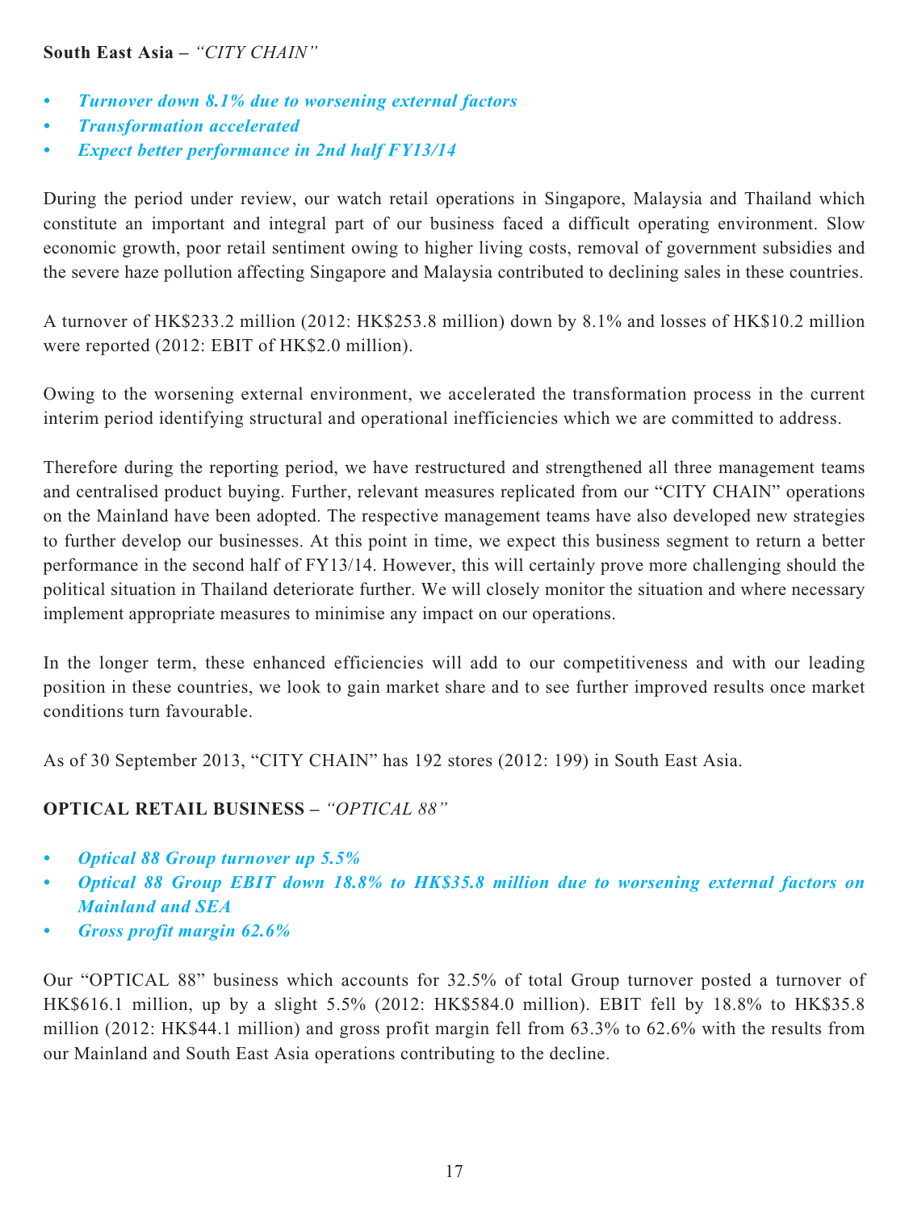**South East Asia –** *"CITY CHAIN"*

- ***Turnover down 8.1% due to worsening external factors***
- ***Transformation accelerated***
- ***Expect better performance in 2nd half FY13/14***

During the period under review, our watch retail operations in Singapore, Malaysia and Thailand which constitute an important and integral part of our business faced a difficult operating environment. Slow economic growth, poor retail sentiment owing to higher living costs, removal of government subsidies and the severe haze pollution affecting Singapore and Malaysia contributed to declining sales in these countries.

A turnover of HK$233.2 million (2012: HK$253.8 million) down by 8.1% and losses of HK$10.2 million were reported (2012: EBIT of HK$2.0 million).

Owing to the worsening external environment, we accelerated the transformation process in the current interim period identifying structural and operational inefficiencies which we are committed to address.

Therefore during the reporting period, we have restructured and strengthened all three management teams and centralised product buying. Further, relevant measures replicated from our "CITY CHAIN" operations on the Mainland have been adopted. The respective management teams have also developed new strategies to further develop our businesses. At this point in time, we expect this business segment to return a better performance in the second half of FY13/14. However, this will certainly prove more challenging should the political situation in Thailand deteriorate further. We will closely monitor the situation and where necessary implement appropriate measures to minimise any impact on our operations.

In the longer term, these enhanced efficiencies will add to our competitiveness and with our leading position in these countries, we look to gain market share and to see further improved results once market conditions turn favourable.

As of 30 September 2013, "CITY CHAIN" has 192 stores (2012: 199) in South East Asia.

**OPTICAL RETAIL BUSINESS –** *"OPTICAL 88"*

- ***Optical 88 Group turnover up 5.5%***
- ***Optical 88 Group EBIT down 18.8% to HK$35.8 million due to worsening external factors on Mainland and SEA***
- ***Gross profit margin 62.6%***

Our "OPTICAL 88" business which accounts for 32.5% of total Group turnover posted a turnover of HK$616.1 million, up by a slight 5.5% (2012: HK$584.0 million). EBIT fell by 18.8% to HK$35.8 million (2012: HK$44.1 million) and gross profit margin fell from 63.3% to 62.6% with the results from our Mainland and South East Asia operations contributing to the decline.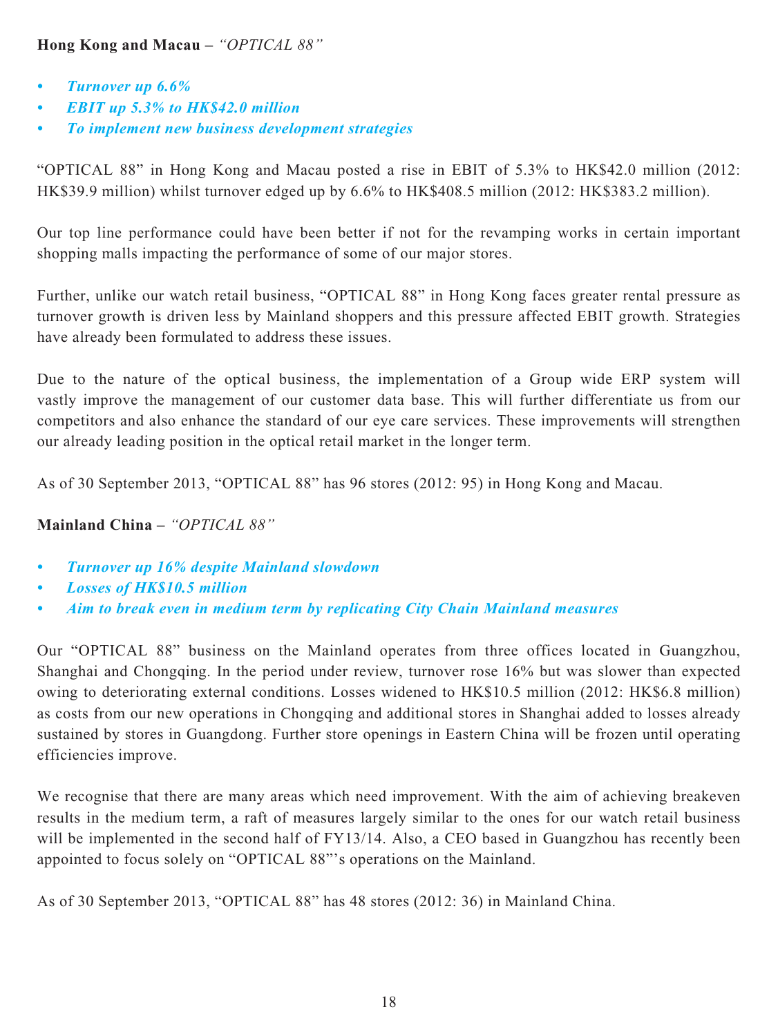**Hong Kong and Macau –** *"OPTICAL 88"*

- ***Turnover up 6.6%***
- ***EBIT up 5.3% to HK$42.0 million***
- ***To implement new business development strategies***

"OPTICAL 88" in Hong Kong and Macau posted a rise in EBIT of 5.3% to HK$42.0 million (2012: HK$39.9 million) whilst turnover edged up by 6.6% to HK$408.5 million (2012: HK$383.2 million).

Our top line performance could have been better if not for the revamping works in certain important shopping malls impacting the performance of some of our major stores.

Further, unlike our watch retail business, "OPTICAL 88" in Hong Kong faces greater rental pressure as turnover growth is driven less by Mainland shoppers and this pressure affected EBIT growth. Strategies have already been formulated to address these issues.

Due to the nature of the optical business, the implementation of a Group wide ERP system will vastly improve the management of our customer data base. This will further differentiate us from our competitors and also enhance the standard of our eye care services. These improvements will strengthen our already leading position in the optical retail market in the longer term.

As of 30 September 2013, "OPTICAL 88" has 96 stores (2012: 95) in Hong Kong and Macau.

**Mainland China –** *"OPTICAL 88"*

- ***Turnover up 16% despite Mainland slowdown***
- ***Losses of HK$10.5 million***
- ***Aim to break even in medium term by replicating City Chain Mainland measures***

Our "OPTICAL 88" business on the Mainland operates from three offices located in Guangzhou, Shanghai and Chongqing. In the period under review, turnover rose 16% but was slower than expected owing to deteriorating external conditions. Losses widened to HK$10.5 million (2012: HK$6.8 million) as costs from our new operations in Chongqing and additional stores in Shanghai added to losses already sustained by stores in Guangdong. Further store openings in Eastern China will be frozen until operating efficiencies improve.

We recognise that there are many areas which need improvement. With the aim of achieving breakeven results in the medium term, a raft of measures largely similar to the ones for our watch retail business will be implemented in the second half of FY13/14. Also, a CEO based in Guangzhou has recently been appointed to focus solely on "OPTICAL 88"'s operations on the Mainland.

As of 30 September 2013, "OPTICAL 88" has 48 stores (2012: 36) in Mainland China.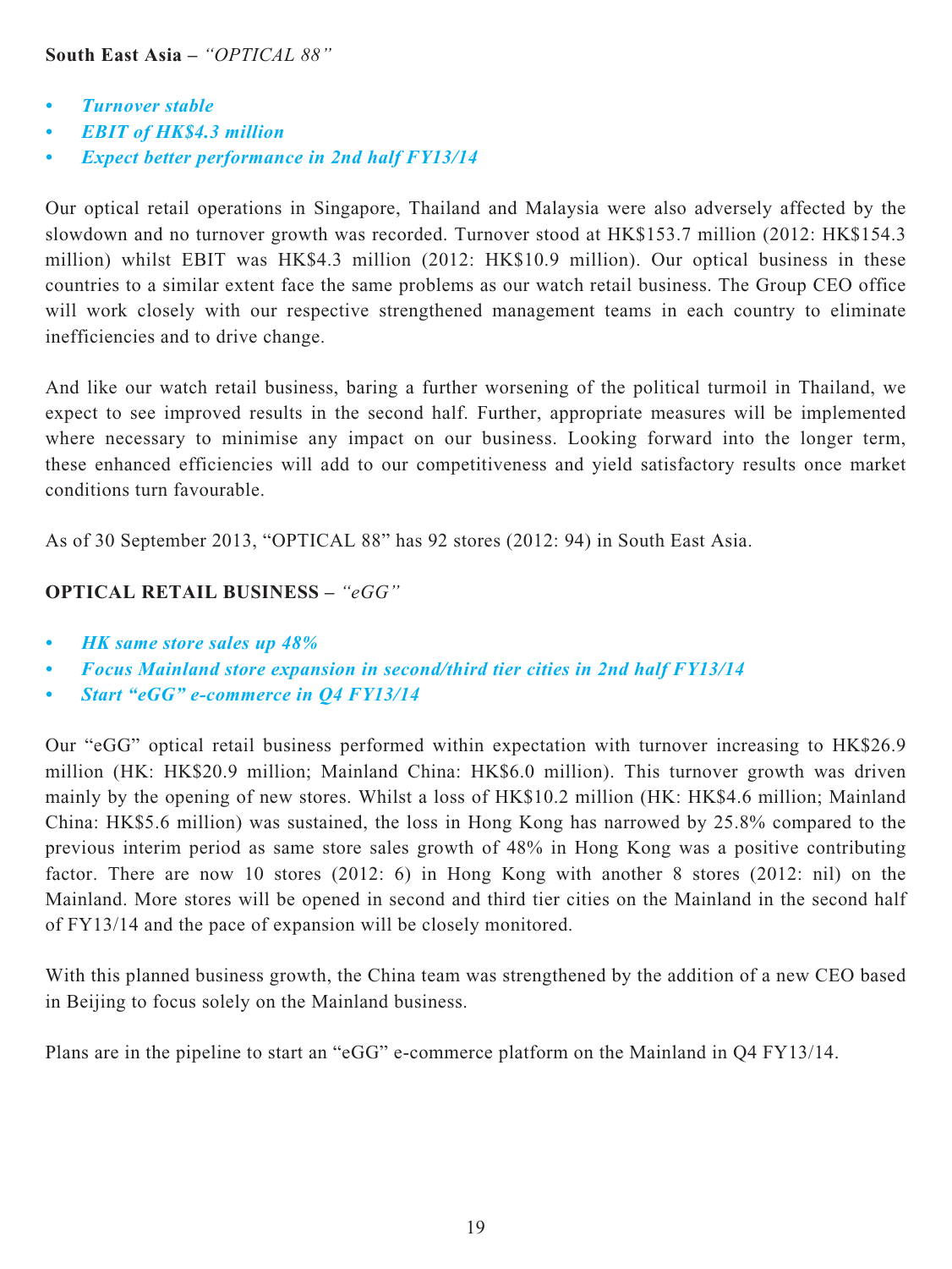**South East Asia –** *"OPTICAL 88"*

- ***Turnover stable***
- ***EBIT of HK$4.3 million***
- ***Expect better performance in 2nd half FY13/14***

Our optical retail operations in Singapore, Thailand and Malaysia were also adversely affected by the slowdown and no turnover growth was recorded. Turnover stood at HK$153.7 million (2012: HK$154.3 million) whilst EBIT was HK$4.3 million (2012: HK$10.9 million). Our optical business in these countries to a similar extent face the same problems as our watch retail business. The Group CEO office will work closely with our respective strengthened management teams in each country to eliminate inefficiencies and to drive change.

And like our watch retail business, baring a further worsening of the political turmoil in Thailand, we expect to see improved results in the second half. Further, appropriate measures will be implemented where necessary to minimise any impact on our business. Looking forward into the longer term, these enhanced efficiencies will add to our competitiveness and yield satisfactory results once market conditions turn favourable.

As of 30 September 2013, "OPTICAL 88" has 92 stores (2012: 94) in South East Asia.

**OPTICAL RETAIL BUSINESS –** *"eGG"*

- ***HK same store sales up 48%***
- ***Focus Mainland store expansion in second/third tier cities in 2nd half FY13/14***
- ***Start "eGG" e-commerce in Q4 FY13/14***

Our "eGG" optical retail business performed within expectation with turnover increasing to HK$26.9 million (HK: HK$20.9 million; Mainland China: HK$6.0 million). This turnover growth was driven mainly by the opening of new stores. Whilst a loss of HK$10.2 million (HK: HK$4.6 million; Mainland China: HK$5.6 million) was sustained, the loss in Hong Kong has narrowed by 25.8% compared to the previous interim period as same store sales growth of 48% in Hong Kong was a positive contributing factor. There are now 10 stores (2012: 6) in Hong Kong with another 8 stores (2012: nil) on the Mainland. More stores will be opened in second and third tier cities on the Mainland in the second half of FY13/14 and the pace of expansion will be closely monitored.

With this planned business growth, the China team was strengthened by the addition of a new CEO based in Beijing to focus solely on the Mainland business.

Plans are in the pipeline to start an "eGG" e-commerce platform on the Mainland in Q4 FY13/14.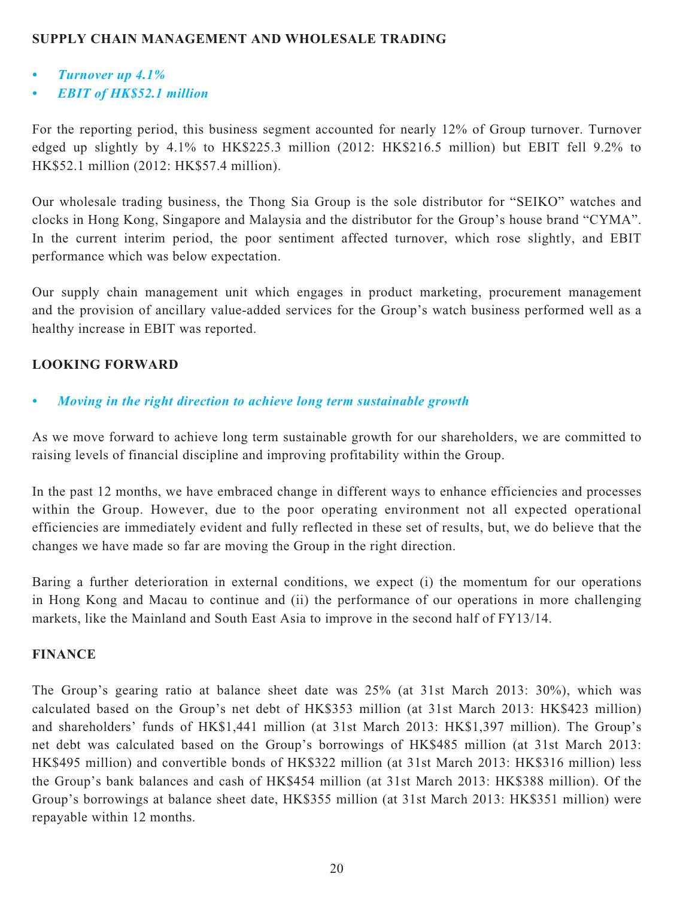## SUPPLY CHAIN MANAGEMENT AND WHOLESALE TRADING

- ***Turnover up 4.1%***
- ***EBIT of HK$52.1 million***

For the reporting period, this business segment accounted for nearly 12% of Group turnover. Turnover edged up slightly by 4.1% to HK$225.3 million (2012: HK$216.5 million) but EBIT fell 9.2% to HK$52.1 million (2012: HK$57.4 million).

Our wholesale trading business, the Thong Sia Group is the sole distributor for "SEIKO" watches and clocks in Hong Kong, Singapore and Malaysia and the distributor for the Group's house brand "CYMA". In the current interim period, the poor sentiment affected turnover, which rose slightly, and EBIT performance which was below expectation.

Our supply chain management unit which engages in product marketing, procurement management and the provision of ancillary value-added services for the Group's watch business performed well as a healthy increase in EBIT was reported.

## LOOKING FORWARD

- ***Moving in the right direction to achieve long term sustainable growth***

As we move forward to achieve long term sustainable growth for our shareholders, we are committed to raising levels of financial discipline and improving profitability within the Group.

In the past 12 months, we have embraced change in different ways to enhance efficiencies and processes within the Group. However, due to the poor operating environment not all expected operational efficiencies are immediately evident and fully reflected in these set of results, but, we do believe that the changes we have made so far are moving the Group in the right direction.

Baring a further deterioration in external conditions, we expect (i) the momentum for our operations in Hong Kong and Macau to continue and (ii) the performance of our operations in more challenging markets, like the Mainland and South East Asia to improve in the second half of FY13/14.

## FINANCE

The Group's gearing ratio at balance sheet date was 25% (at 31st March 2013: 30%), which was calculated based on the Group's net debt of HK$353 million (at 31st March 2013: HK$423 million) and shareholders' funds of HK$1,441 million (at 31st March 2013: HK$1,397 million). The Group's net debt was calculated based on the Group's borrowings of HK$485 million (at 31st March 2013: HK$495 million) and convertible bonds of HK$322 million (at 31st March 2013: HK$316 million) less the Group's bank balances and cash of HK$454 million (at 31st March 2013: HK$388 million). Of the Group's borrowings at balance sheet date, HK$355 million (at 31st March 2013: HK$351 million) were repayable within 12 months.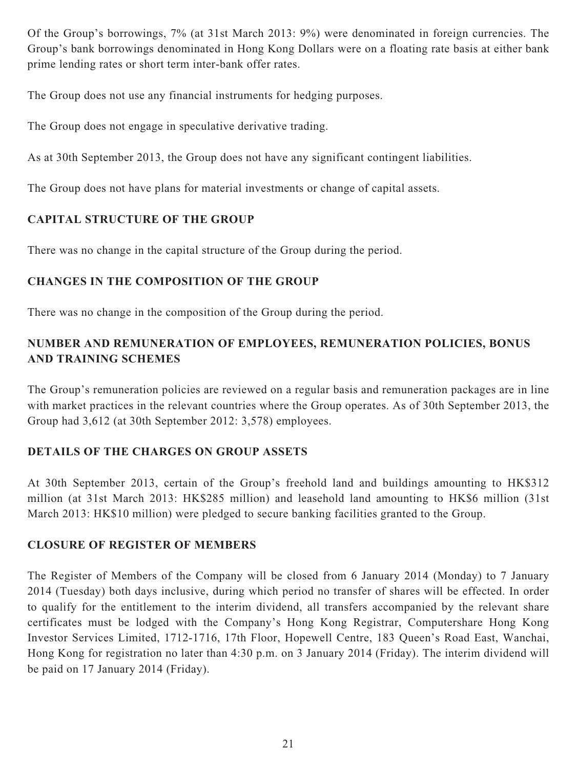Of the Group's borrowings, 7% (at 31st March 2013: 9%) were denominated in foreign currencies. The Group's bank borrowings denominated in Hong Kong Dollars were on a floating rate basis at either bank prime lending rates or short term inter-bank offer rates.

The Group does not use any financial instruments for hedging purposes.

The Group does not engage in speculative derivative trading.

As at 30th September 2013, the Group does not have any significant contingent liabilities.

The Group does not have plans for material investments or change of capital assets.

## CAPITAL STRUCTURE OF THE GROUP

There was no change in the capital structure of the Group during the period.

## CHANGES IN THE COMPOSITION OF THE GROUP

There was no change in the composition of the Group during the period.

## NUMBER AND REMUNERATION OF EMPLOYEES, REMUNERATION POLICIES, BONUS AND TRAINING SCHEMES

The Group's remuneration policies are reviewed on a regular basis and remuneration packages are in line with market practices in the relevant countries where the Group operates. As of 30th September 2013, the Group had 3,612 (at 30th September 2012: 3,578) employees.

## DETAILS OF THE CHARGES ON GROUP ASSETS

At 30th September 2013, certain of the Group's freehold land and buildings amounting to HK$312 million (at 31st March 2013: HK$285 million) and leasehold land amounting to HK$6 million (31st March 2013: HK$10 million) were pledged to secure banking facilities granted to the Group.

## CLOSURE OF REGISTER OF MEMBERS

The Register of Members of the Company will be closed from 6 January 2014 (Monday) to 7 January 2014 (Tuesday) both days inclusive, during which period no transfer of shares will be effected. In order to qualify for the entitlement to the interim dividend, all transfers accompanied by the relevant share certificates must be lodged with the Company's Hong Kong Registrar, Computershare Hong Kong Investor Services Limited, 1712-1716, 17th Floor, Hopewell Centre, 183 Queen's Road East, Wanchai, Hong Kong for registration no later than 4:30 p.m. on 3 January 2014 (Friday). The interim dividend will be paid on 17 January 2014 (Friday).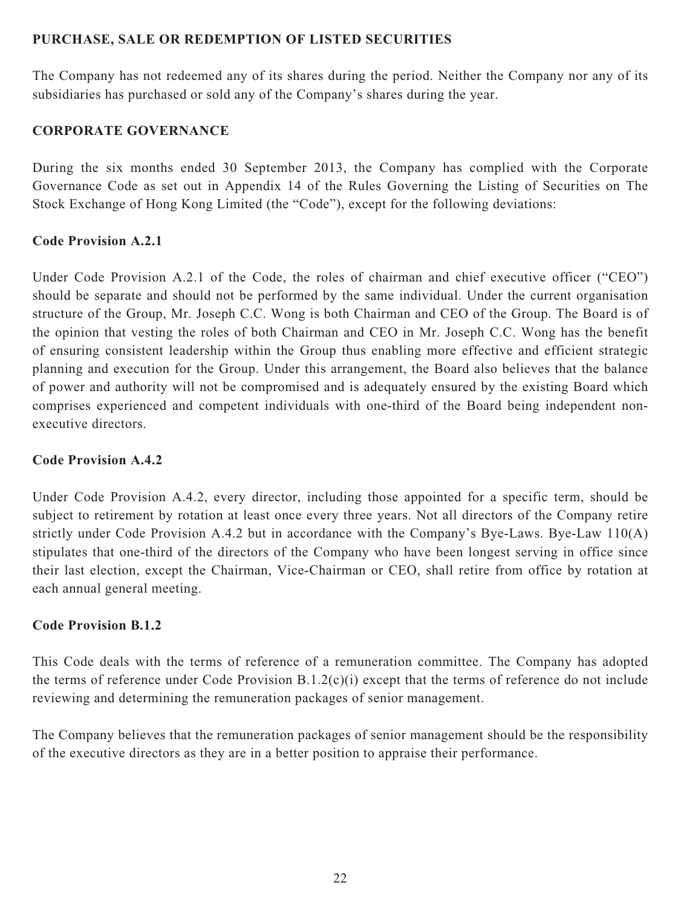## PURCHASE, SALE OR REDEMPTION OF LISTED SECURITIES

The Company has not redeemed any of its shares during the period. Neither the Company nor any of its subsidiaries has purchased or sold any of the Company's shares during the year.

## CORPORATE GOVERNANCE

During the six months ended 30 September 2013, the Company has complied with the Corporate Governance Code as set out in Appendix 14 of the Rules Governing the Listing of Securities on The Stock Exchange of Hong Kong Limited (the "Code"), except for the following deviations:

### Code Provision A.2.1

Under Code Provision A.2.1 of the Code, the roles of chairman and chief executive officer ("CEO") should be separate and should not be performed by the same individual. Under the current organisation structure of the Group, Mr. Joseph C.C. Wong is both Chairman and CEO of the Group. The Board is of the opinion that vesting the roles of both Chairman and CEO in Mr. Joseph C.C. Wong has the benefit of ensuring consistent leadership within the Group thus enabling more effective and efficient strategic planning and execution for the Group. Under this arrangement, the Board also believes that the balance of power and authority will not be compromised and is adequately ensured by the existing Board which comprises experienced and competent individuals with one-third of the Board being independent non-executive directors.

### Code Provision A.4.2

Under Code Provision A.4.2, every director, including those appointed for a specific term, should be subject to retirement by rotation at least once every three years. Not all directors of the Company retire strictly under Code Provision A.4.2 but in accordance with the Company's Bye-Laws. Bye-Law 110(A) stipulates that one-third of the directors of the Company who have been longest serving in office since their last election, except the Chairman, Vice-Chairman or CEO, shall retire from office by rotation at each annual general meeting.

### Code Provision B.1.2

This Code deals with the terms of reference of a remuneration committee. The Company has adopted the terms of reference under Code Provision B.1.2(c)(i) except that the terms of reference do not include reviewing and determining the remuneration packages of senior management.

The Company believes that the remuneration packages of senior management should be the responsibility of the executive directors as they are in a better position to appraise their performance.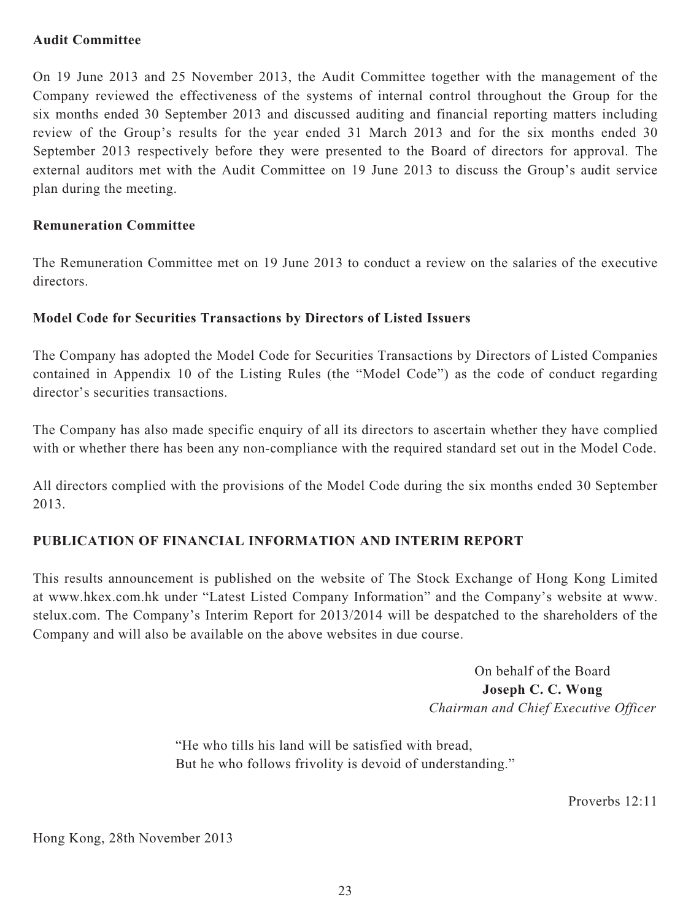**Audit Committee**

On 19 June 2013 and 25 November 2013, the Audit Committee together with the management of the Company reviewed the effectiveness of the systems of internal control throughout the Group for the six months ended 30 September 2013 and discussed auditing and financial reporting matters including review of the Group's results for the year ended 31 March 2013 and for the six months ended 30 September 2013 respectively before they were presented to the Board of directors for approval. The external auditors met with the Audit Committee on 19 June 2013 to discuss the Group's audit service plan during the meeting.

**Remuneration Committee**

The Remuneration Committee met on 19 June 2013 to conduct a review on the salaries of the executive directors.

**Model Code for Securities Transactions by Directors of Listed Issuers**

The Company has adopted the Model Code for Securities Transactions by Directors of Listed Companies contained in Appendix 10 of the Listing Rules (the "Model Code") as the code of conduct regarding director's securities transactions.

The Company has also made specific enquiry of all its directors to ascertain whether they have complied with or whether there has been any non-compliance with the required standard set out in the Model Code.

All directors complied with the provisions of the Model Code during the six months ended 30 September 2013.

## PUBLICATION OF FINANCIAL INFORMATION AND INTERIM REPORT

This results announcement is published on the website of The Stock Exchange of Hong Kong Limited at www.hkex.com.hk under "Latest Listed Company Information" and the Company's website at www.stelux.com. The Company's Interim Report for 2013/2014 will be despatched to the shareholders of the Company and will also be available on the above websites in due course.

On behalf of the Board
**Joseph C. C. Wong**
*Chairman and Chief Executive Officer*

"He who tills his land will be satisfied with bread,
But he who follows frivolity is devoid of understanding."

Proverbs 12:11

Hong Kong, 28th November 2013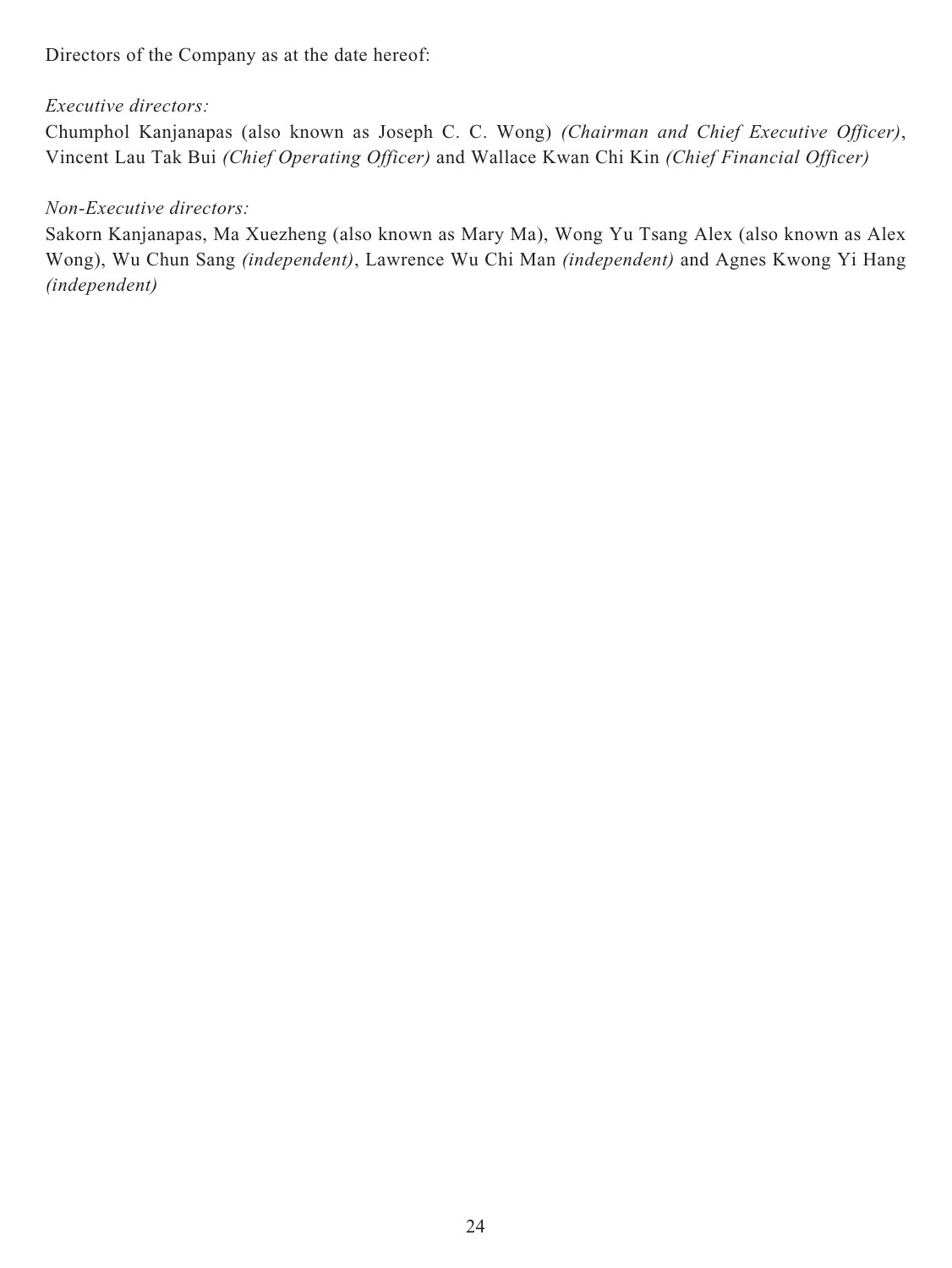Directors of the Company as at the date hereof:

*Executive directors:*

Chumphol Kanjanapas (also known as Joseph C. C. Wong) *(Chairman and Chief Executive Officer)*, Vincent Lau Tak Bui *(Chief Operating Officer)* and Wallace Kwan Chi Kin *(Chief Financial Officer)*

*Non-Executive directors:*

Sakorn Kanjanapas, Ma Xuezheng (also known as Mary Ma), Wong Yu Tsang Alex (also known as Alex Wong), Wu Chun Sang *(independent)*, Lawrence Wu Chi Man *(independent)* and Agnes Kwong Yi Hang *(independent)*